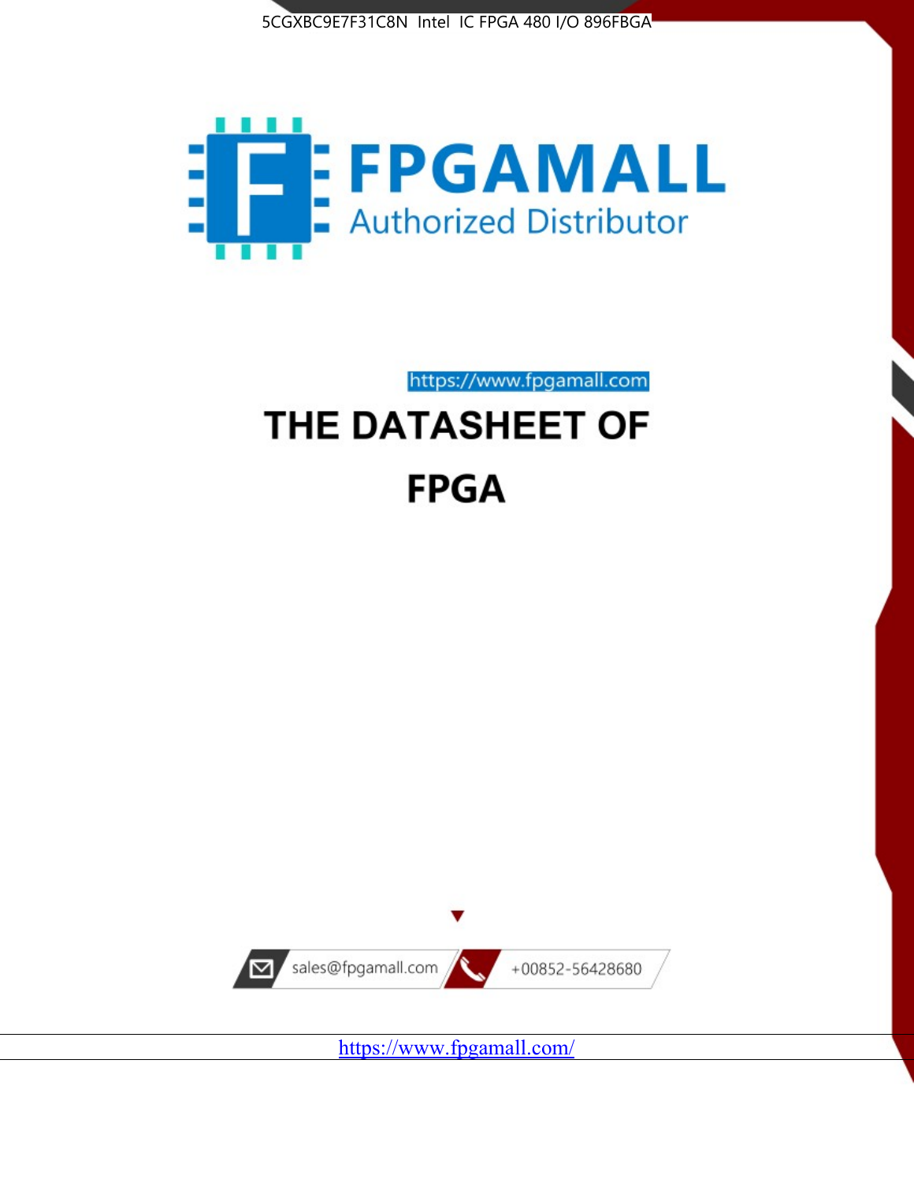5CGXBC9E7F31C8N Intel IC FPGA 480 I/O 896FBGA

# FPGAMALL

Authorized Distributor

https://www.fpgamall.com

# THE DATASHEET OF

# FPGA

sales@fpgamall.com

+00852-56428680

https://www.fpgamall.com/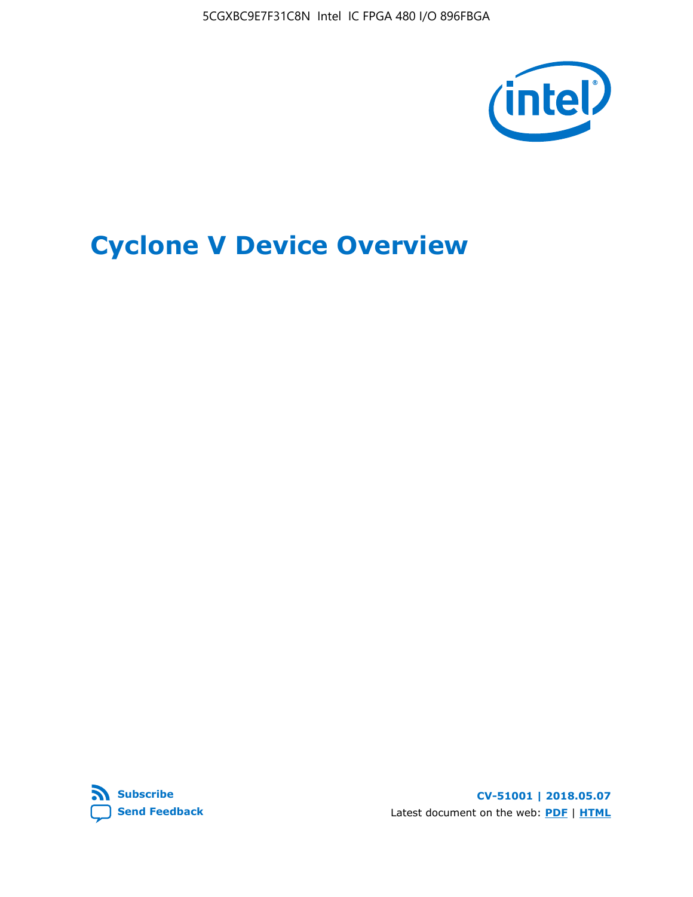# Cyclone V Device Overview

**Subscribe**

**Send Feedback**

**CV-51001 | 2018.05.07**

Latest document on the web: **PDF** | **HTML**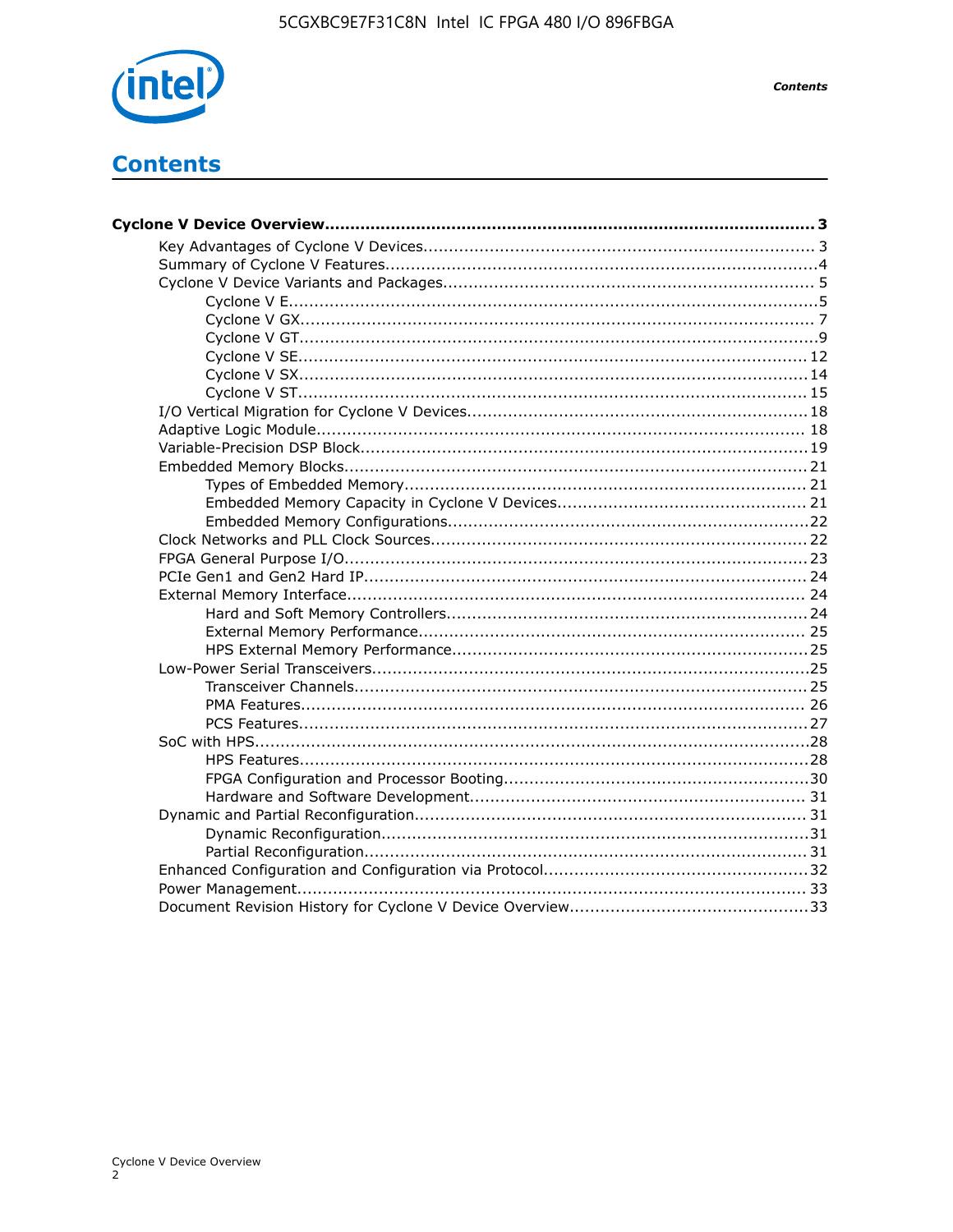# Contents

**Cyclone V Device Overview......................................................................................... 3**

- Key Advantages of Cyclone V Devices....................................................................... 3
- Summary of Cyclone V Features...............................................................................4
- Cyclone V Device Variants and Packages................................................................... 5
  - Cyclone V E..................................................................................................5
  - Cyclone V GX................................................................................................ 7
  - Cyclone V GT.................................................................................................9
  - Cyclone V SE................................................................................................ 12
  - Cyclone V SX................................................................................................ 14
  - Cyclone V ST................................................................................................ 15
- I/O Vertical Migration for Cyclone V Devices............................................................. 18
- Adaptive Logic Module........................................................................................... 18
- Variable-Precision DSP Block.................................................................................. 19
- Embedded Memory Blocks...................................................................................... 21
  - Types of Embedded Memory.......................................................................... 21
  - Embedded Memory Capacity in Cyclone V Devices............................................ 21
  - Embedded Memory Configurations..................................................................22
- Clock Networks and PLL Clock Sources.................................................................... 22
- FPGA General Purpose I/O...................................................................................... 23
- PCIe Gen1 and Gen2 Hard IP.................................................................................. 24
- External Memory Interface..................................................................................... 24
  - Hard and Soft Memory Controllers..................................................................24
  - External Memory Performance........................................................................ 25
  - HPS External Memory Performance.................................................................25
- Low-Power Serial Transceivers................................................................................25
  - Transceiver Channels.................................................................................... 25
  - PMA Features.............................................................................................. 26
  - PCS Features...............................................................................................27
- SoC with HPS........................................................................................................28
  - HPS Features...............................................................................................28
  - FPGA Configuration and Processor Booting.......................................................30
  - Hardware and Software Development............................................................. 31
- Dynamic and Partial Reconfiguration....................................................................... 31
  - Dynamic Reconfiguration...............................................................................31
  - Partial Reconfiguration.................................................................................. 31
- Enhanced Configuration and Configuration via Protocol..............................................32
- Power Management............................................................................................... 33
- Document Revision History for Cyclone V Device Overview..........................................33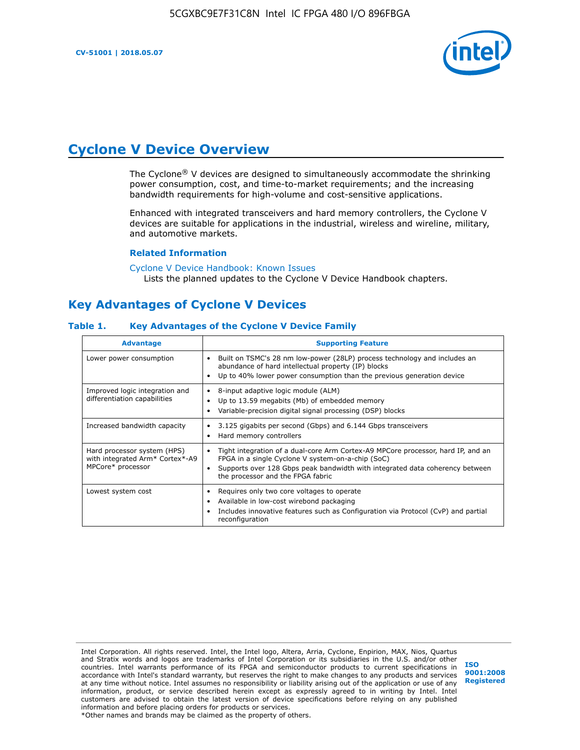# Cyclone V Device Overview

The Cyclone® V devices are designed to simultaneously accommodate the shrinking power consumption, cost, and time-to-market requirements; and the increasing bandwidth requirements for high-volume and cost-sensitive applications.

Enhanced with integrated transceivers and hard memory controllers, the Cyclone V devices are suitable for applications in the industrial, wireless and wireline, military, and automotive markets.

**Related Information**

Cyclone V Device Handbook: Known Issues
Lists the planned updates to the Cyclone V Device Handbook chapters.

## Key Advantages of Cyclone V Devices

**Table 1. Key Advantages of the Cyclone V Device Family**

| Advantage | Supporting Feature |
|---|---|
| Lower power consumption | • Built on TSMC's 28 nm low-power (28LP) process technology and includes an abundance of hard intellectual property (IP) blocks<br>• Up to 40% lower power consumption than the previous generation device |
| Improved logic integration and differentiation capabilities | • 8-input adaptive logic module (ALM)<br>• Up to 13.59 megabits (Mb) of embedded memory<br>• Variable-precision digital signal processing (DSP) blocks |
| Increased bandwidth capacity | • 3.125 gigabits per second (Gbps) and 6.144 Gbps transceivers<br>• Hard memory controllers |
| Hard processor system (HPS) with integrated Arm* Cortex*-A9 MPCore* processor | • Tight integration of a dual-core Arm Cortex-A9 MPCore processor, hard IP, and an FPGA in a single Cyclone V system-on-a-chip (SoC)<br>• Supports over 128 Gbps peak bandwidth with integrated data coherency between the processor and the FPGA fabric |
| Lowest system cost | • Requires only two core voltages to operate<br>• Available in low-cost wirebond packaging<br>• Includes innovative features such as Configuration via Protocol (CvP) and partial reconfiguration |

Intel Corporation. All rights reserved. Intel, the Intel logo, Altera, Arria, Cyclone, Enpirion, MAX, Nios, Quartus and Stratix words and logos are trademarks of Intel Corporation or its subsidiaries in the U.S. and/or other countries. Intel warrants performance of its FPGA and semiconductor products to current specifications in accordance with Intel's standard warranty, but reserves the right to make changes to any products and services at any time without notice. Intel assumes no responsibility or liability arising out of the application or use of any information, product, or service described herein except as expressly agreed to in writing by Intel. Intel customers are advised to obtain the latest version of device specifications before relying on any published information and before placing orders for products or services.
*Other names and brands may be claimed as the property of others.

ISO 9001:2008 Registered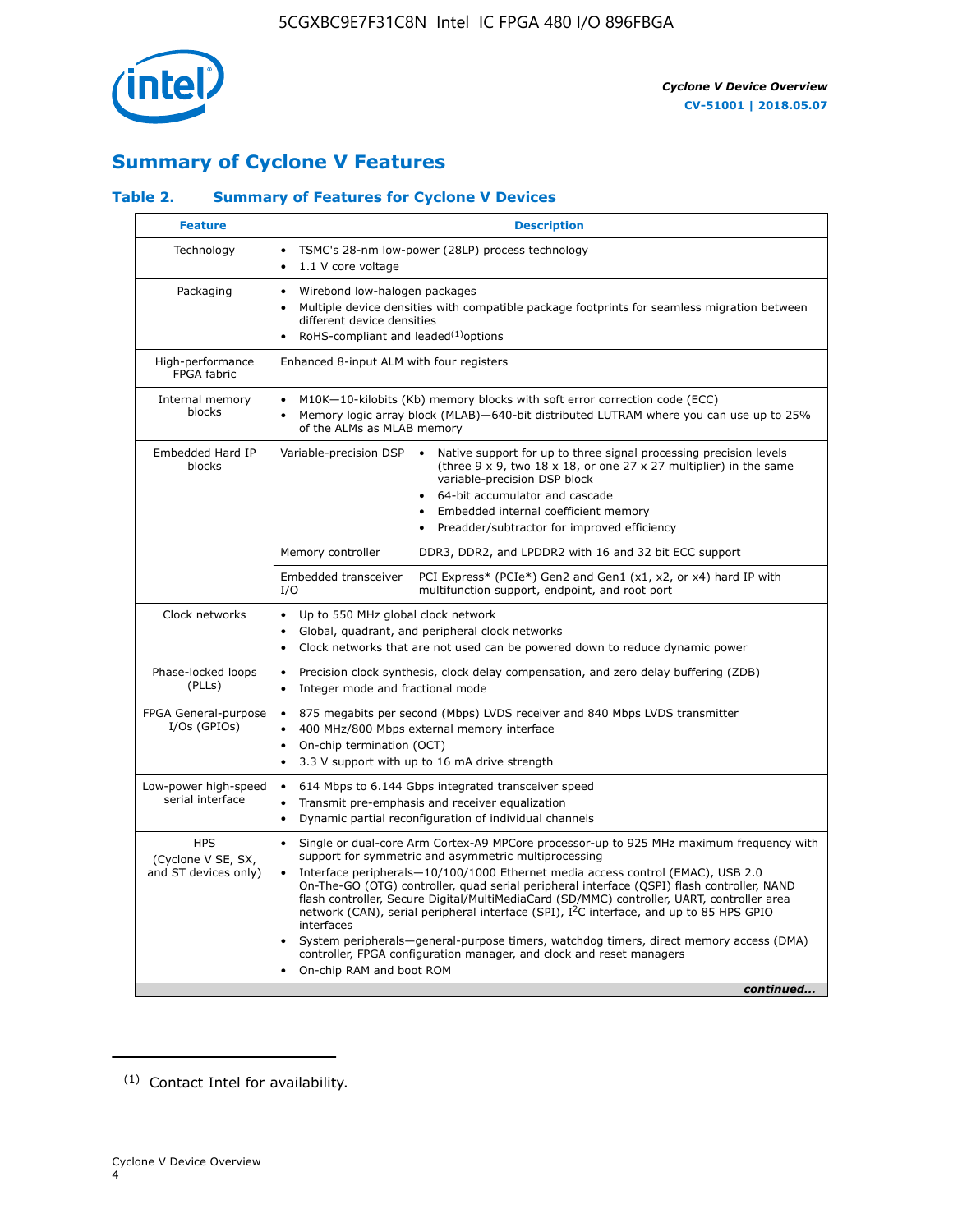## Summary of Cyclone V Features

### Table 2. Summary of Features for Cyclone V Devices

| Feature | Description | |
|---|---|---|
| Technology | • TSMC's 28-nm low-power (28LP) process technology<br>• 1.1 V core voltage | |
| Packaging | • Wirebond low-halogen packages<br>• Multiple device densities with compatible package footprints for seamless migration between different device densities<br>• RoHS-compliant and leaded[(1)] options | |
| High-performance FPGA fabric | Enhanced 8-input ALM with four registers | |
| Internal memory blocks | • M10K—10-kilobits (Kb) memory blocks with soft error correction code (ECC)<br>• Memory logic array block (MLAB)—640-bit distributed LUTRAM where you can use up to 25% of the ALMs as MLAB memory | |
| Embedded Hard IP blocks | Variable-precision DSP | • Native support for up to three signal processing precision levels (three 9 x 9, two 18 x 18, or one 27 x 27 multiplier) in the same variable-precision DSP block<br>• 64-bit accumulator and cascade<br>• Embedded internal coefficient memory<br>• Preadder/subtractor for improved efficiency |
| | Memory controller | DDR3, DDR2, and LPDDR2 with 16 and 32 bit ECC support |
| | Embedded transceiver I/O | PCI Express* (PCIe*) Gen2 and Gen1 (x1, x2, or x4) hard IP with multifunction support, endpoint, and root port |
| Clock networks | • Up to 550 MHz global clock network<br>• Global, quadrant, and peripheral clock networks<br>• Clock networks that are not used can be powered down to reduce dynamic power | |
| Phase-locked loops (PLLs) | • Precision clock synthesis, clock delay compensation, and zero delay buffering (ZDB)<br>• Integer mode and fractional mode | |
| FPGA General-purpose I/Os (GPIOs) | • 875 megabits per second (Mbps) LVDS receiver and 840 Mbps LVDS transmitter<br>• 400 MHz/800 Mbps external memory interface<br>• On-chip termination (OCT)<br>• 3.3 V support with up to 16 mA drive strength | |
| Low-power high-speed serial interface | • 614 Mbps to 6.144 Gbps integrated transceiver speed<br>• Transmit pre-emphasis and receiver equalization<br>• Dynamic partial reconfiguration of individual channels | |
| HPS (Cyclone V SE, SX, and ST devices only) | • Single or dual-core Arm Cortex-A9 MPCore processor-up to 925 MHz maximum frequency with support for symmetric and asymmetric multiprocessing<br>• Interface peripherals—10/100/1000 Ethernet media access control (EMAC), USB 2.0 On-The-GO (OTG) controller, quad serial peripheral interface (QSPI) flash controller, NAND flash controller, Secure Digital/MultiMediaCard (SD/MMC) controller, UART, controller area network (CAN), serial peripheral interface (SPI), I$^2$C interface, and up to 85 HPS GPIO interfaces<br>• System peripherals—general-purpose timers, watchdog timers, direct memory access (DMA) controller, FPGA configuration manager, and clock and reset managers<br>• On-chip RAM and boot ROM | |

*continued...*

(1) Contact Intel for availability.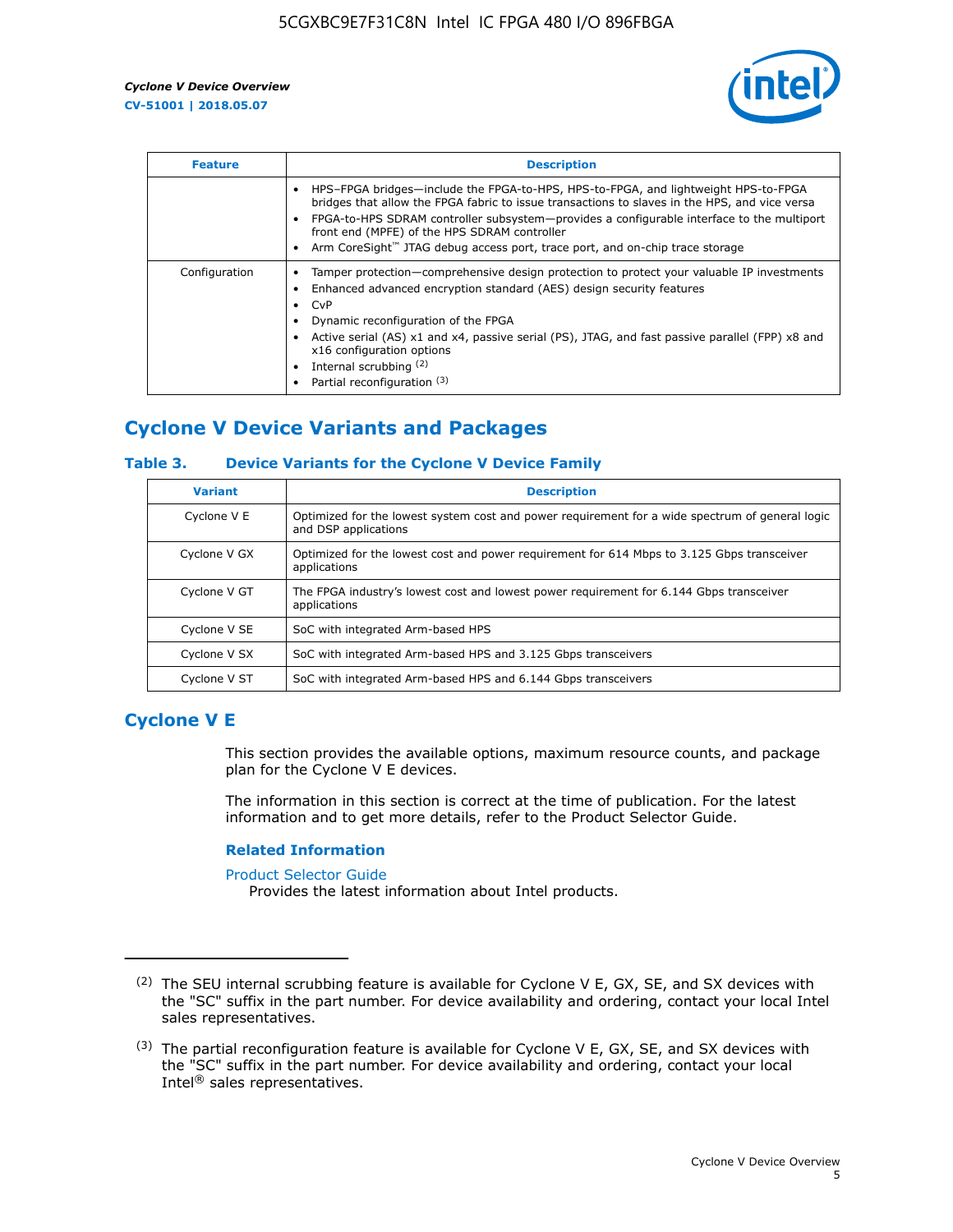| Feature | Description |
| --- | --- |
| | • HPS–FPGA bridges—include the FPGA-to-HPS, HPS-to-FPGA, and lightweight HPS-to-FPGA bridges that allow the FPGA fabric to issue transactions to slaves in the HPS, and vice versa<br>• FPGA-to-HPS SDRAM controller subsystem—provides a configurable interface to the multiport front end (MPFE) of the HPS SDRAM controller<br>• Arm CoreSight™ JTAG debug access port, trace port, and on-chip trace storage |
| Configuration | • Tamper protection—comprehensive design protection to protect your valuable IP investments<br>• Enhanced advanced encryption standard (AES) design security features<br>• CvP<br>• Dynamic reconfiguration of the FPGA<br>• Active serial (AS) x1 and x4, passive serial (PS), JTAG, and fast passive parallel (FPP) x8 and x16 configuration options<br>• Internal scrubbing [(2)]<br>• Partial reconfiguration [(3)] |

## Cyclone V Device Variants and Packages

### Table 3. Device Variants for the Cyclone V Device Family

| Variant | Description |
| --- | --- |
| Cyclone V E | Optimized for the lowest system cost and power requirement for a wide spectrum of general logic and DSP applications |
| Cyclone V GX | Optimized for the lowest cost and power requirement for 614 Mbps to 3.125 Gbps transceiver applications |
| Cyclone V GT | The FPGA industry's lowest cost and lowest power requirement for 6.144 Gbps transceiver applications |
| Cyclone V SE | SoC with integrated Arm-based HPS |
| Cyclone V SX | SoC with integrated Arm-based HPS and 3.125 Gbps transceivers |
| Cyclone V ST | SoC with integrated Arm-based HPS and 6.144 Gbps transceivers |

## Cyclone V E

This section provides the available options, maximum resource counts, and package plan for the Cyclone V E devices.

The information in this section is correct at the time of publication. For the latest information and to get more details, refer to the Product Selector Guide.

### Related Information

Product Selector Guide
Provides the latest information about Intel products.

---

(2) The SEU internal scrubbing feature is available for Cyclone V E, GX, SE, and SX devices with the "SC" suffix in the part number. For device availability and ordering, contact your local Intel sales representatives.

(3) The partial reconfiguration feature is available for Cyclone V E, GX, SE, and SX devices with the "SC" suffix in the part number. For device availability and ordering, contact your local Intel® sales representatives.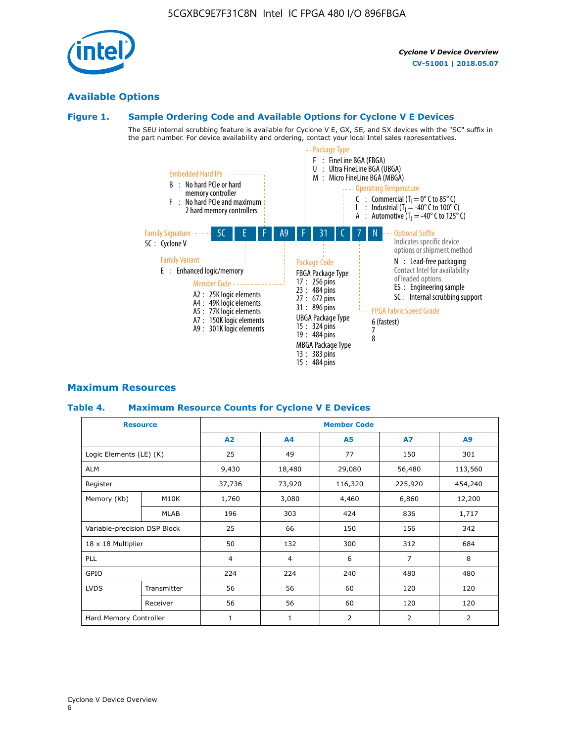## Available Options

### Figure 1. Sample Ordering Code and Available Options for Cyclone V E Devices

The SEU internal scrubbing feature is available for Cyclone V E, GX, SE, and SX devices with the "SC" suffix in the part number. For device availability and ordering, contact your local Intel sales representatives.

**Sample ordering code:** 5C E F A9 F 31 C 7 N

- **Family Signature**
  - 5C : Cyclone V
- **Family Variant**
  - E : Enhanced logic/memory
- **Embedded Hard IPs**
  - B : No hard PCIe or hard memory controller
  - F : No hard PCIe and maximum 2 hard memory controllers
- **Member Code**
  - A2 : 25K logic elements
  - A4 : 49K logic elements
  - A5 : 77K logic elements
  - A7 : 150K logic elements
  - A9 : 301K logic elements
- **Package Type**
  - F : FineLine BGA (FBGA)
  - U : Ultra FineLine BGA (UBGA)
  - M : Micro FineLine BGA (MBGA)
- **Package Code**
  - FBGA Package Type
    - 17 : 256 pins
    - 23 : 484 pins
    - 27 : 672 pins
    - 31 : 896 pins
  - UBGA Package Type
    - 15 : 324 pins
    - 19 : 484 pins
  - MBGA Package Type
    - 13 : 383 pins
    - 15 : 484 pins
- **Operating Temperature**
  - C : Commercial ($T_J$ = 0° C to 85° C)
  - I : Industrial ($T_J$ = -40° C to 100° C)
  - A : Automotive ($T_J$ = -40° C to 125° C)
- **FPGA Fabric Speed Grade**
  - 6 (fastest)
  - 7
  - 8
- **Optional Suffix**
  - Indicates specific device options or shipment method
  - N : Lead-free packaging
  - Contact Intel for availability of leaded options
  - ES : Engineering sample
  - SC : Internal scrubbing support

## Maximum Resources

### Table 4. Maximum Resource Counts for Cycline V E Devices

| Resource | | Member Code | | | | |
|---|---|---|---|---|---|---|
| | | A2 | A4 | A5 | A7 | A9 |
| Logic Elements (LE) (K) | | 25 | 49 | 77 | 150 | 301 |
| ALM | | 9,430 | 18,480 | 29,080 | 56,480 | 113,560 |
| Register | | 37,736 | 73,920 | 116,320 | 225,920 | 454,240 |
| Memory (Kb) | M10K | 1,760 | 3,080 | 4,460 | 6,860 | 12,200 |
| | MLAB | 196 | 303 | 424 | 836 | 1,717 |
| Variable-precision DSP Block | | 25 | 66 | 150 | 156 | 342 |
| 18 x 18 Multiplier | | 50 | 132 | 300 | 312 | 684 |
| PLL | | 4 | 4 | 6 | 7 | 8 |
| GPIO | | 224 | 224 | 240 | 480 | 480 |
| LVDS | Transmitter | 56 | 56 | 60 | 120 | 120 |
| | Receiver | 56 | 56 | 60 | 120 | 120 |
| Hard Memory Controller | | 1 | 1 | 2 | 2 | 2 |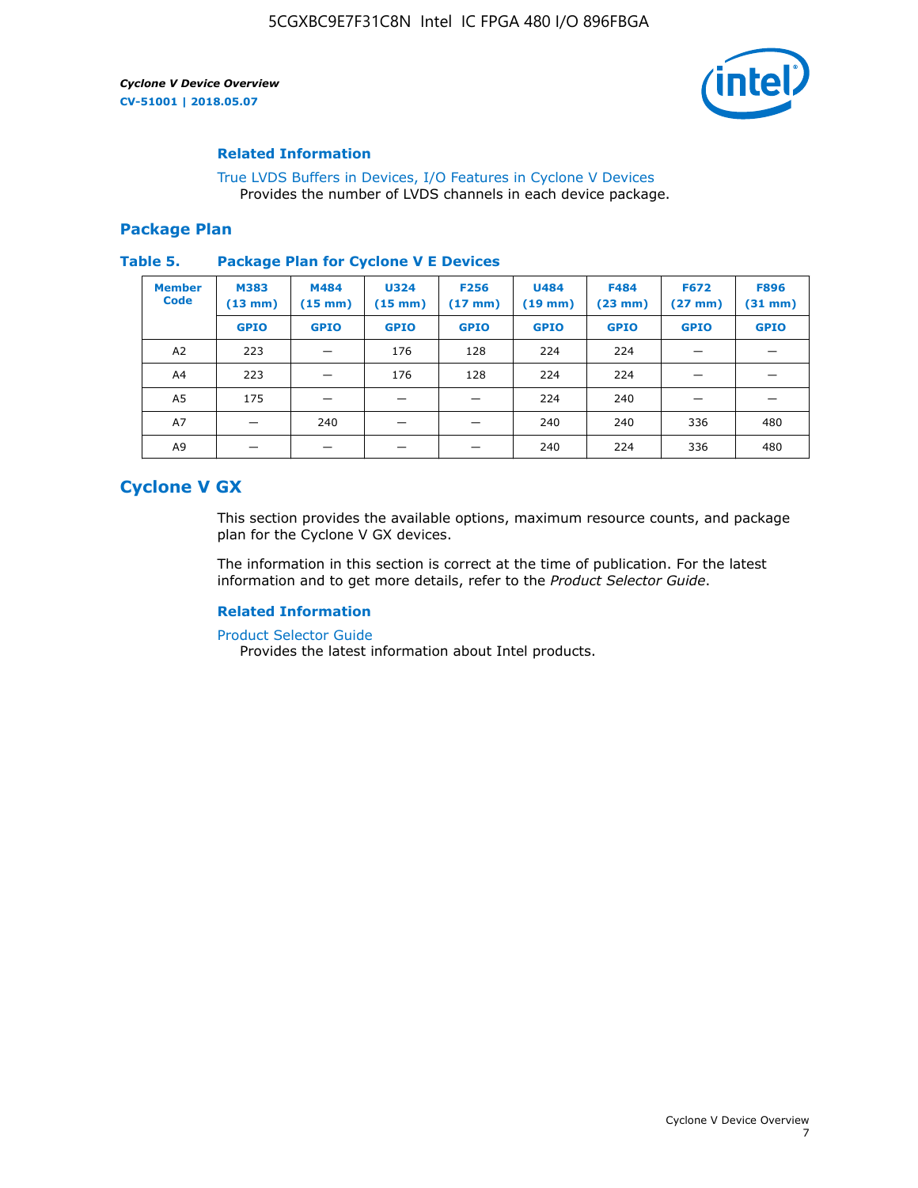### Related Information

True LVDS Buffers in Devices, I/O Features in Cyclone V Devices
Provides the number of LVDS channels in each device package.

## Package Plan

**Table 5. Package Plan for Cyclone V E Devices**

| Member Code | M383 (13 mm) | M484 (15 mm) | U324 (15 mm) | F256 (17 mm) | U484 (19 mm) | F484 (23 mm) | F672 (27 mm) | F896 (31 mm) |
|---|---|---|---|---|---|---|---|---|
| | GPIO | GPIO | GPIO | GPIO | GPIO | GPIO | GPIO | GPIO |
| A2 | 223 | — | 176 | 128 | 224 | 224 | — | — |
| A4 | 223 | — | 176 | 128 | 224 | 224 | — | — |
| A5 | 175 | — | — | — | 224 | 240 | — | — |
| A7 | — | 240 | — | — | 240 | 240 | 336 | 480 |
| A9 | — | — | — | — | 240 | 224 | 336 | 480 |

# Cyclone V GX

This section provides the available options, maximum resource counts, and package plan for the Cyclone V GX devices.

The information in this section is correct at the time of publication. For the latest information and to get more details, refer to the *Product Selector Guide*.

### Related Information

Product Selector Guide
Provides the latest information about Intel products.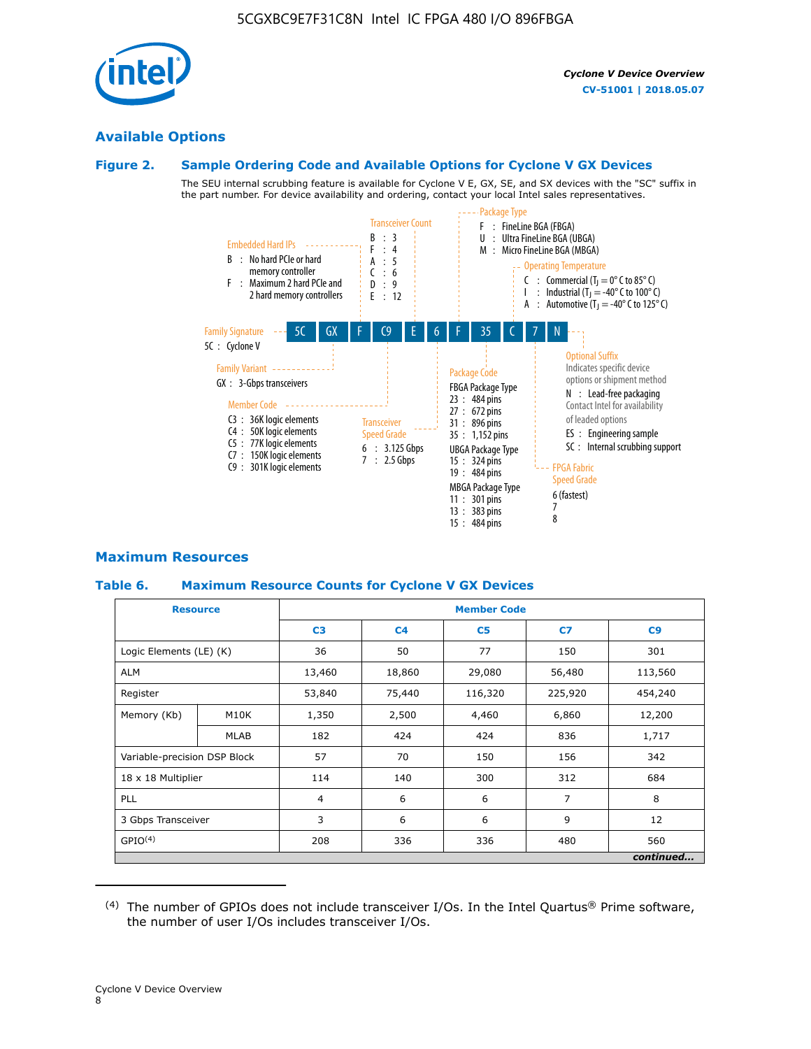## Available Options

### Figure 2. Sample Ordering Code and Available Options for Cyclone V GX Devices

The SEU internal scrubbing feature is available for Cyclone V E, GX, SE, and SX devices with the "SC" suffix in the part number. For device availability and ordering, contact your local Intel sales representatives.

**5C GX F C9 E 6 F 35 C 7 N**

**Family Signature**
- 5C : Cyclone V

**Family Variant**
- GX : 3-Gbps transceivers

**Embedded Hard IPs**
- B : No hard PCIe or hard memory controller
- F : Maximum 2 hard PCIe and 2 hard memory controllers

**Member Code**
- C3 : 36K logic elements
- C4 : 50K logic elements
- C5 : 77K logic elements
- C7 : 150K logic elements
- C9 : 301K logic elements

**Transceiver Count**
- B : 3
- F : 4
- A : 5
- C : 6
- D : 9
- E : 12

**Transceiver Speed Grade**
- 6 : 3.125 Gbps
- 7 : 2.5 Gbps

**Package Type**
- F : FineLine BGA (FBGA)
- U : Ultra FineLine BGA (UBGA)
- M : Micro FineLine BGA (MBGA)

**Package Code**

FBGA Package Type
- 23 : 484 pins
- 27 : 672 pins
- 31 : 896 pins
- 35 : 1,152 pins

UBGA Package Type
- 15 : 324 pins
- 19 : 484 pins

MBGA Package Type
- 11 : 301 pins
- 13 : 383 pins
- 15 : 484 pins

**Operating Temperature**
- C : Commercial ($T_J$ = 0° C to 85° C)
- I : Industrial ($T_J$ = -40° C to 100° C)
- A : Automotive ($T_J$ = -40° C to 125° C)

**FPGA Fabric Speed Grade**
- 6 (fastest)
- 7
- 8

**Optional Suffix**

Indicates specific device options or shipment method
- N : Lead-free packaging. Contact Intel for availability of leaded options
- ES : Engineering sample
- SC : Internal scrubbing support

## Maximum Resources

### Table 6. Maximum Resource Counts for Cyclone V GX Devices

| Resource | | Member Code | | | | |
|---|---|---|---|---|---|---|
| | | C3 | C4 | C5 | C7 | C9 |
| Logic Elements (LE) (K) | | 36 | 50 | 77 | 150 | 301 |
| ALM | | 13,460 | 18,860 | 29,080 | 56,480 | 113,560 |
| Register | | 53,840 | 75,440 | 116,320 | 225,920 | 454,240 |
| Memory (Kb) | M10K | 1,350 | 2,500 | 4,460 | 6,860 | 12,200 |
| | MLAB | 182 | 424 | 424 | 836 | 1,717 |
| Variable-precision DSP Block | | 57 | 70 | 150 | 156 | 342 |
| 18 x 18 Multiplier | | 114 | 140 | 300 | 312 | 684 |
| PLL | | 4 | 6 | 6 | 7 | 8 |
| 3 Gbps Transceiver | | 3 | 6 | 6 | 9 | 12 |
| GPIO[4] | | 208 | 336 | 336 | 480 | 560 |

*continued...*

[4] The number of GPIOs does not include transceiver I/Os. In the Intel Quartus® Prime software, the number of user I/Os includes transceiver I/Os.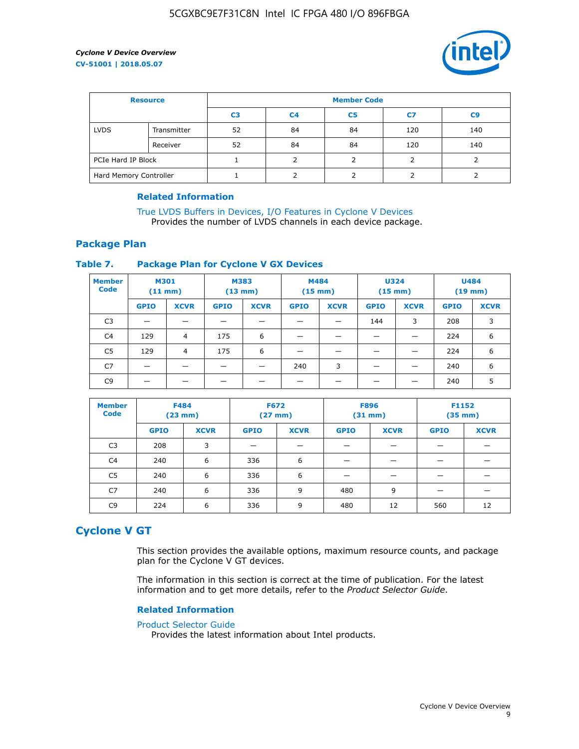| Resource | | Member Code | | | | |
|---|---|---|---|---|---|---|
| | | C3 | C4 | C5 | C7 | C9 |
| LVDS | Transmitter | 52 | 84 | 84 | 120 | 140 |
| | Receiver | 52 | 84 | 84 | 120 | 140 |
| PCIe Hard IP Block | | 1 | 2 | 2 | 2 | 2 |
| Hard Memory Controller | | 1 | 2 | 2 | 2 | 2 |

### Related Information

True LVDS Buffers in Devices, I/O Features in Cyclone V Devices
Provides the number of LVDS channels in each device package.

## Package Plan

### Table 7. Package Plan for Cyclone V GX Devices

| Member Code | M301 (11 mm) | | M383 (13 mm) | | M484 (15 mm) | | U324 (15 mm) | | U484 (19 mm) | |
|---|---|---|---|---|---|---|---|---|---|---|
| | GPIO | XCVR | GPIO | XCVR | GPIO | XCVR | GPIO | XCVR | GPIO | XCVR |
| C3 | — | — | — | — | — | — | 144 | 3 | 208 | 3 |
| C4 | 129 | 4 | 175 | 6 | — | — | — | — | 224 | 6 |
| C5 | 129 | 4 | 175 | 6 | — | — | — | — | 224 | 6 |
| C7 | — | — | — | — | 240 | 3 | — | — | 240 | 6 |
| C9 | — | — | — | — | — | — | — | — | 240 | 5 |

| Member Code | F484 (23 mm) | | F672 (27 mm) | | F896 (31 mm) | | F1152 (35 mm) | |
|---|---|---|---|---|---|---|---|---|
| | GPIO | XCVR | GPIO | XCVR | GPIO | XCVR | GPIO | XCVR |
| C3 | 208 | 3 | — | — | — | — | — | — |
| C4 | 240 | 6 | 336 | 6 | — | — | — | — |
| C5 | 240 | 6 | 336 | 6 | — | — | — | — |
| C7 | 240 | 6 | 336 | 9 | 480 | 9 | — | — |
| C9 | 224 | 6 | 336 | 9 | 480 | 12 | 560 | 12 |

# Cyclone V GT

This section provides the available options, maximum resource counts, and package plan for the Cyclone V GT devices.

The information in this section is correct at the time of publication. For the latest information and to get more details, refer to the *Product Selector Guide*.

### Related Information

Product Selector Guide
Provides the latest information about Intel products.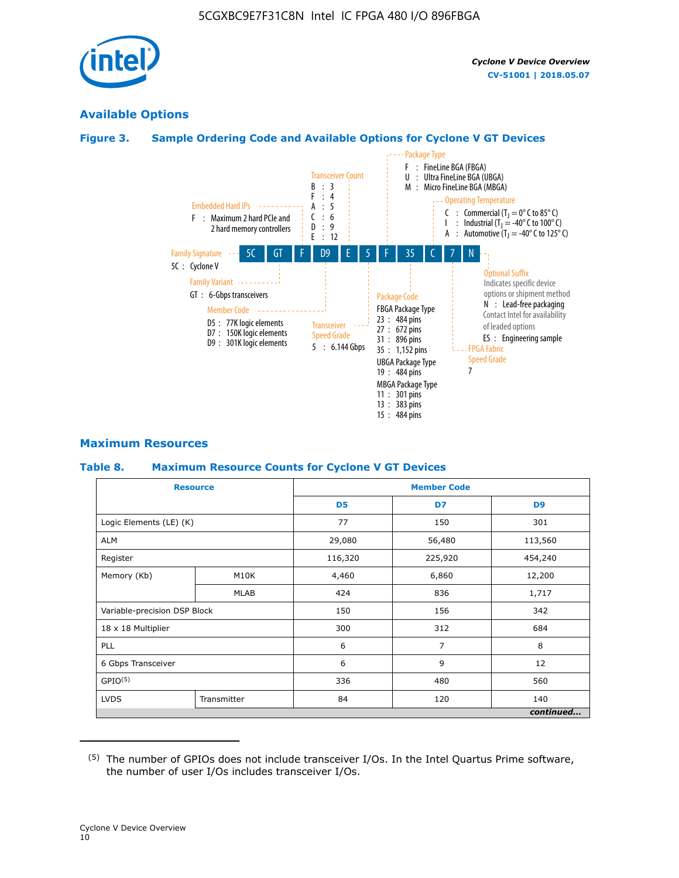## Available Options

### Figure 3. Sample Ordering Code and Available Options for Cyclone V GT Devices

**5C GT F D9 E 5 F 35 C 7 N**

- **Family Signature**
  - 5C : Cyclone V
- **Family Variant**
  - GT : 6-Gbps transceivers
- **Embedded Hard IPs**
  - F : Maximum 2 hard PCIe and 2 hard memory controllers
- **Member Code**
  - D5 : 77K logic elements
  - D7 : 150K logic elements
  - D9 : 301K logic elements
- **Transceiver Count**
  - B : 3
  - F : 4
  - A : 5
  - C : 6
  - D : 9
  - E : 12
- **Transceiver Speed Grade**
  - 5 : 6.144 Gbps
- **Package Type**
  - F : FineLine BGA (FBGA)
  - U : Ultra FineLine BGA (UBGA)
  - M : Micro FineLine BGA (MBGA)
- **Package Code**
  - FBGA Package Type
    - 23 : 484 pins
    - 27 : 672 pins
    - 31 : 896 pins
    - 35 : 1,152 pins
  - UBGA Package Type
    - 19 : 484 pins
  - MBGA Package Type
    - 11 : 301 pins
    - 13 : 383 pins
    - 15 : 484 pins
- **Operating Temperature**
  - C : Commercial ($T_J$ = 0° C to 85° C)
  - I : Industrial ($T_J$ = -40° C to 100° C)
  - A : Automotive ($T_J$ = -40° C to 125° C)
- **FPGA Fabric Speed Grade**
  - 7
- **Optional Suffix**
  - Indicates specific device options or shipment method
  - N : Lead-free packaging. Contact Intel for availability of leaded options
  - ES : Engineering sample

## Maximum Resources

### Table 8. Maximum Resource Counts for Cyclone V GT Devices

| Resource | | Member Code | | |
|---|---|---|---|---|
| | | D5 | D7 | D9 |
| Logic Elements (LE) (K) | | 77 | 150 | 301 |
| ALM | | 29,080 | 56,480 | 113,560 |
| Register | | 116,320 | 225,920 | 454,240 |
| Memory (Kb) | M10K | 4,460 | 6,860 | 12,200 |
| | MLAB | 424 | 836 | 1,717 |
| Variable-precision DSP Block | | 150 | 156 | 342 |
| 18 x 18 Multiplier | | 300 | 312 | 684 |
| PLL | | 6 | 7 | 8 |
| 6 Gbps Transceiver | | 6 | 9 | 12 |
| GPIO[5] | | 336 | 480 | 560 |
| LVDS | Transmitter | 84 | 120 | 140 |

*continued...*

(5) The number of GPIOs does not include transceiver I/Os. In the Intel Quartus Prime software, the number of user I/Os includes transceiver I/Os.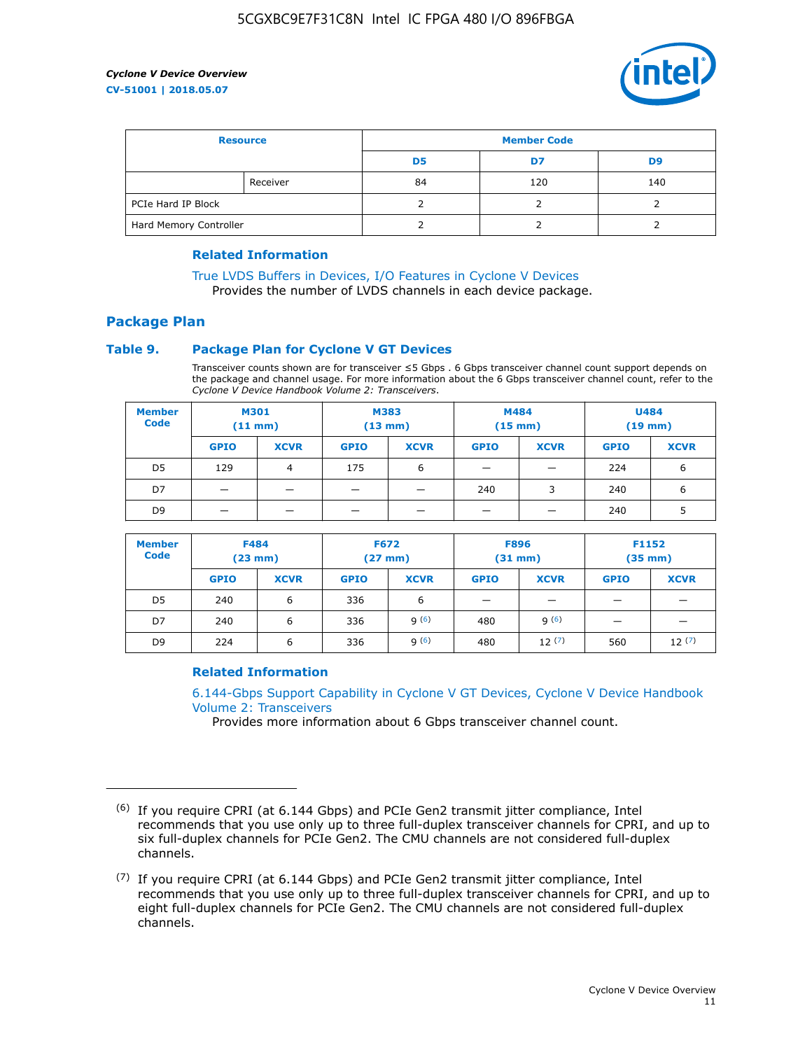| Resource | | Member Code | | |
|---|---|---|---|---|
| | | D5 | D7 | D9 |
| | Receiver | 84 | 120 | 140 |
| PCIe Hard IP Block | | 2 | 2 | 2 |
| Hard Memory Controller | | 2 | 2 | 2 |

#### Related Information

True LVDS Buffers in Devices, I/O Features in Cyclone V Devices
Provides the number of LVDS channels in each device package.

## Package Plan

### Table 9. Package Plan for Cyclone V GT Devices

Transceiver counts shown are for transceiver ≤5 Gbps . 6 Gbps transceiver channel count support depends on the package and channel usage. For more information about the 6 Gbps transceiver channel count, refer to the *Cyclone V Device Handbook Volume 2: Transceivers*.

| Member Code | M301 (11 mm) | | M383 (13 mm) | | M484 (15 mm) | | U484 (19 mm) | |
|---|---|---|---|---|---|---|---|---|
| | GPIO | XCVR | GPIO | XCVR | GPIO | XCVR | GPIO | XCVR |
| D5 | 129 | 4 | 175 | 6 | — | — | 224 | 6 |
| D7 | — | — | — | — | 240 | 3 | 240 | 6 |
| D9 | — | — | — | — | — | — | 240 | 5 |

| Member Code | F484 (23 mm) | | F672 (27 mm) | | F896 (31 mm) | | F1152 (35 mm) | |
|---|---|---|---|---|---|---|---|---|
| | GPIO | XCVR | GPIO | XCVR | GPIO | XCVR | GPIO | XCVR |
| D5 | 240 | 6 | 336 | 6 | — | — | — | — |
| D7 | 240 | 6 | 336 | 9 (6) | 480 | 9 (6) | — | — |
| D9 | 224 | 6 | 336 | 9 (6) | 480 | 12 (7) | 560 | 12 (7) |

#### Related Information

6.144-Gbps Support Capability in Cyclone V GT Devices, Cyclone V Device Handbook Volume 2: Transceivers
Provides more information about 6 Gbps transceiver channel count.

---

(6) If you require CPRI (at 6.144 Gbps) and PCIe Gen2 transmit jitter compliance, Intel recommends that you use only up to three full-duplex transceiver channels for CPRI, and up to six full-duplex channels for PCIe Gen2. The CMU channels are not considered full-duplex channels.

(7) If you require CPRI (at 6.144 Gbps) and PCIe Gen2 transmit jitter compliance, Intel recommends that you use only up to three full-duplex transceiver channels for CPRI, and up to eight full-duplex channels for PCIe Gen2. The CMU channels are not considered full-duplex channels.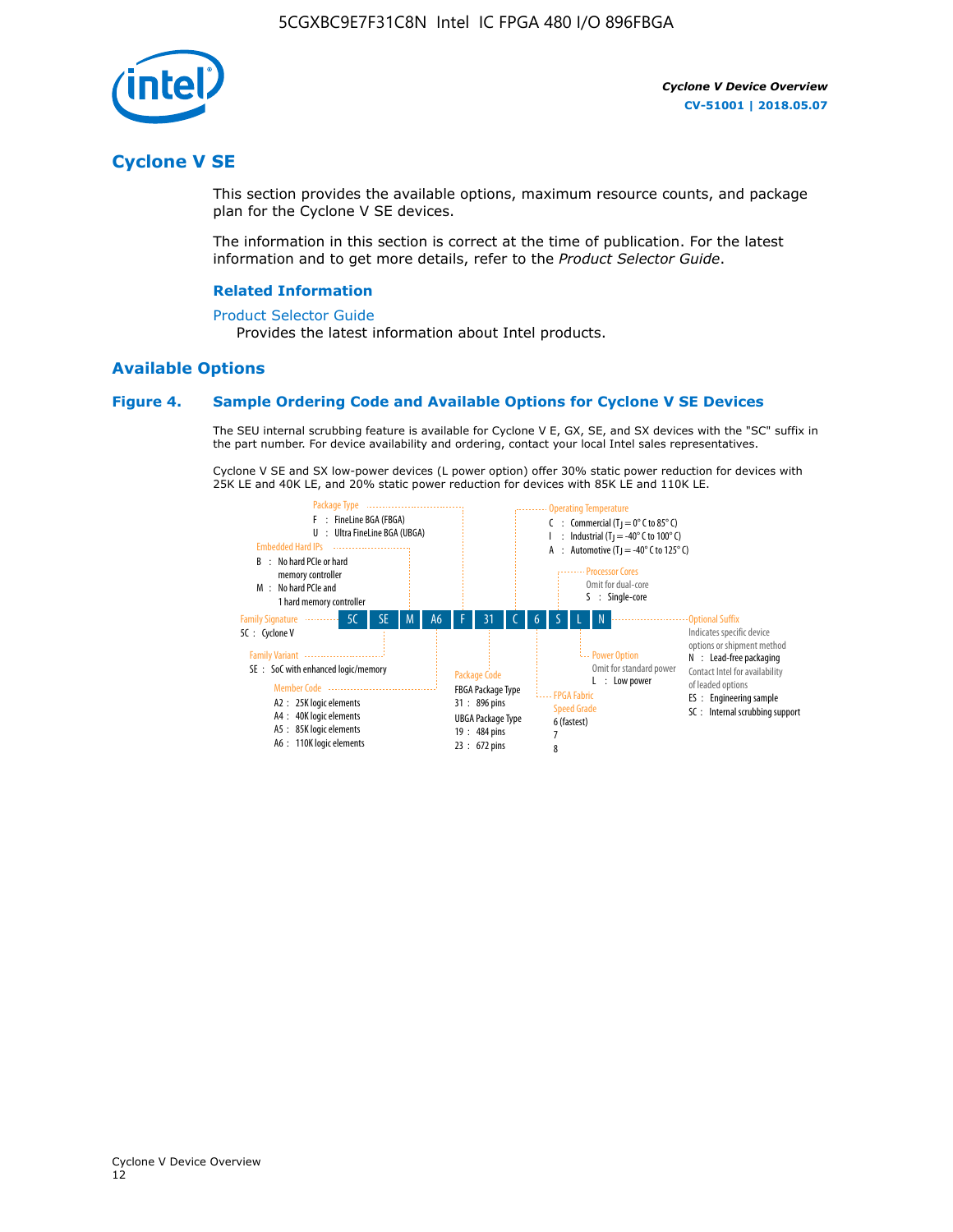## Cyclone V SE

This section provides the available options, maximum resource counts, and package plan for the Cyclone V SE devices.

The information in this section is correct at the time of publication. For the latest information and to get more details, refer to the *Product Selector Guide*.

### Related Information

Product Selector Guide
Provides the latest information about Intel products.

## Available Options

### Figure 4. Sample Ordering Code and Available Options for Cyclone V SE Devices

The SEU internal scrubbing feature is available for Cyclone V E, GX, SE, and SX devices with the "SC" suffix in the part number. For device availability and ordering, contact your local Intel sales representatives.

Cyclone V SE and SX low-power devices (L power option) offer 30% static power reduction for devices with 25K LE and 40K LE, and 20% static power reduction for devices with 85K LE and 110K LE.

5C SE M A6 F 31 C 6 S L N

- **Family Signature**
  - 5C : Cyclone V
- **Family Variant**
  - SE : SoC with enhanced logic/memory
- **Embedded Hard IPs**
  - B : No hard PCIe or hard memory controller
  - M : No hard PCIe and 1 hard memory controller
- **Member Code**
  - A2 : 25K logic elements
  - A4 : 40K logic elements
  - A5 : 85K logic elements
  - A6 : 110K logic elements
- **Package Type**
  - F : FineLine BGA (FBGA)
  - U : Ultra FineLine BGA (UBGA)
- **Package Code**
  - FBGA Package Type
    - 31 : 896 pins
  - UBGA Package Type
    - 19 : 484 pins
    - 23 : 672 pins
- **Operating Temperature**
  - C : Commercial ($T_J$ = 0° C to 85° C)
  - I : Industrial ($T_J$ = -40° C to 100° C)
  - A : Automotive ($T_J$ = -40° C to 125° C)
- **FPGA Fabric Speed Grade**
  - 6 (fastest)
  - 7
  - 8
- **Processor Cores**
  - Omit for dual-core
  - S : Single-core
- **Power Option**
  - Omit for standard power
  - L : Low power
- **Optional Suffix**
  - Indicates specific device options or shipment method
  - N : Lead-free packaging
  - Contact Intel for availability of leaded options
  - ES : Engineering sample
  - SC : Internal scrubbing support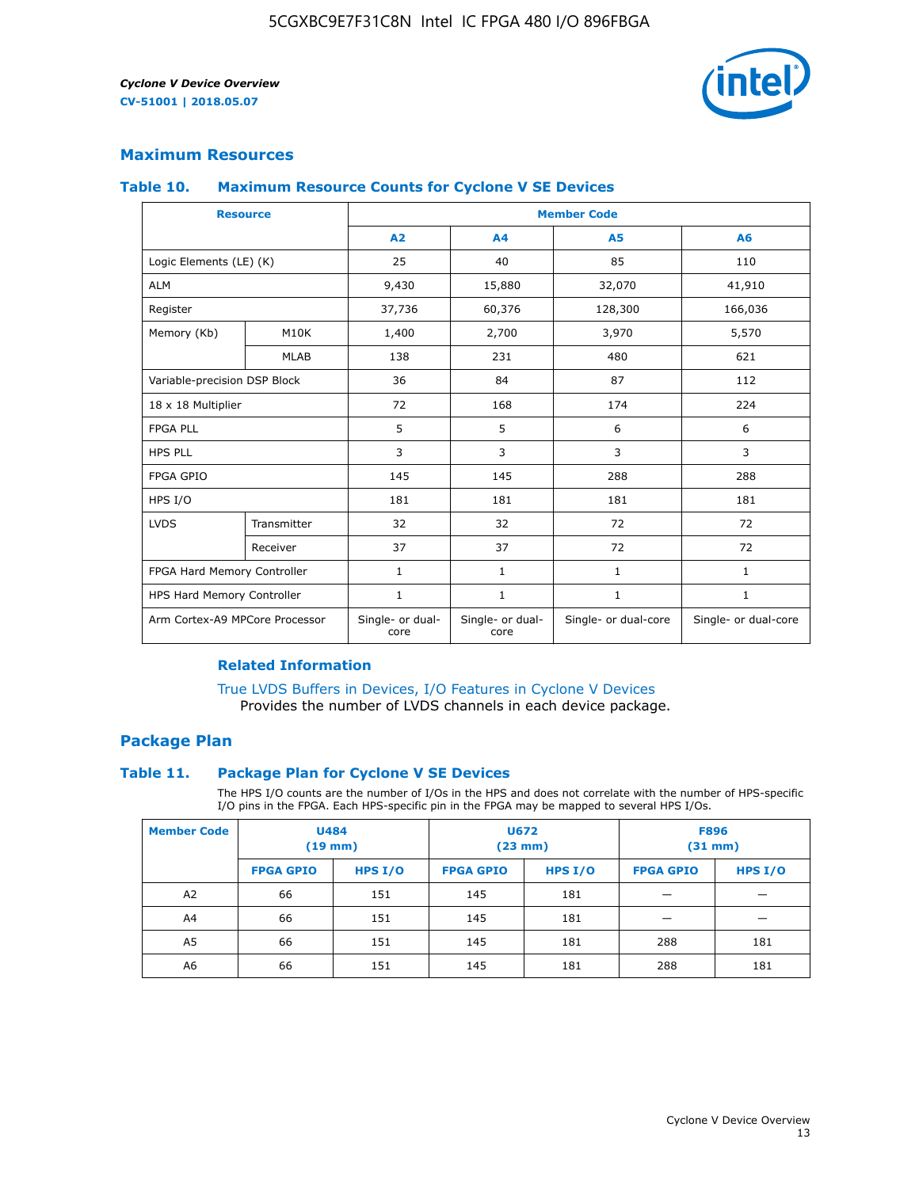## Maximum Resources

### Table 10. Maximum Resource Counts for Cyclone V SE Devices

| Resource | | Member Code | | | |
|---|---|---|---|---|---|
| | | A2 | A4 | A5 | A6 |
| Logic Elements (LE) (K) | | 25 | 40 | 85 | 110 |
| ALM | | 9,430 | 15,880 | 32,070 | 41,910 |
| Register | | 37,736 | 60,376 | 128,300 | 166,036 |
| Memory (Kb) | M10K | 1,400 | 2,700 | 3,970 | 5,570 |
| | MLAB | 138 | 231 | 480 | 621 |
| Variable-precision DSP Block | | 36 | 84 | 87 | 112 |
| 18 x 18 Multiplier | | 72 | 168 | 174 | 224 |
| FPGA PLL | | 5 | 5 | 6 | 6 |
| HPS PLL | | 3 | 3 | 3 | 3 |
| FPGA GPIO | | 145 | 145 | 288 | 288 |
| HPS I/O | | 181 | 181 | 181 | 181 |
| LVDS | Transmitter | 32 | 32 | 72 | 72 |
| | Receiver | 37 | 37 | 72 | 72 |
| FPGA Hard Memory Controller | | 1 | 1 | 1 | 1 |
| HPS Hard Memory Controller | | 1 | 1 | 1 | 1 |
| Arm Cortex-A9 MPCore Processor | | Single- or dual-core | Single- or dual-core | Single- or dual-core | Single- or dual-core |

#### Related Information

True LVDS Buffers in Devices, I/O Features in Cyclone V Devices
Provides the number of LVDS channels in each device package.

## Package Plan

### Table 11. Package Plan for Cyclone V SE Devices

The HPS I/O counts are the number of I/Os in the HPS and does not correlate with the number of HPS-specific I/O pins in the FPGA. Each HPS-specific pin in the FPGA may be mapped to several HPS I/Os.

| Member Code | U484 (19 mm) | | U672 (23 mm) | | F896 (31 mm) | |
|---|---|---|---|---|---|---|
| | FPGA GPIO | HPS I/O | FPGA GPIO | HPS I/O | FPGA GPIO | HPS I/O |
| A2 | 66 | 151 | 145 | 181 | — | — |
| A4 | 66 | 151 | 145 | 181 | — | — |
| A5 | 66 | 151 | 145 | 181 | 288 | 181 |
| A6 | 66 | 151 | 145 | 181 | 288 | 181 |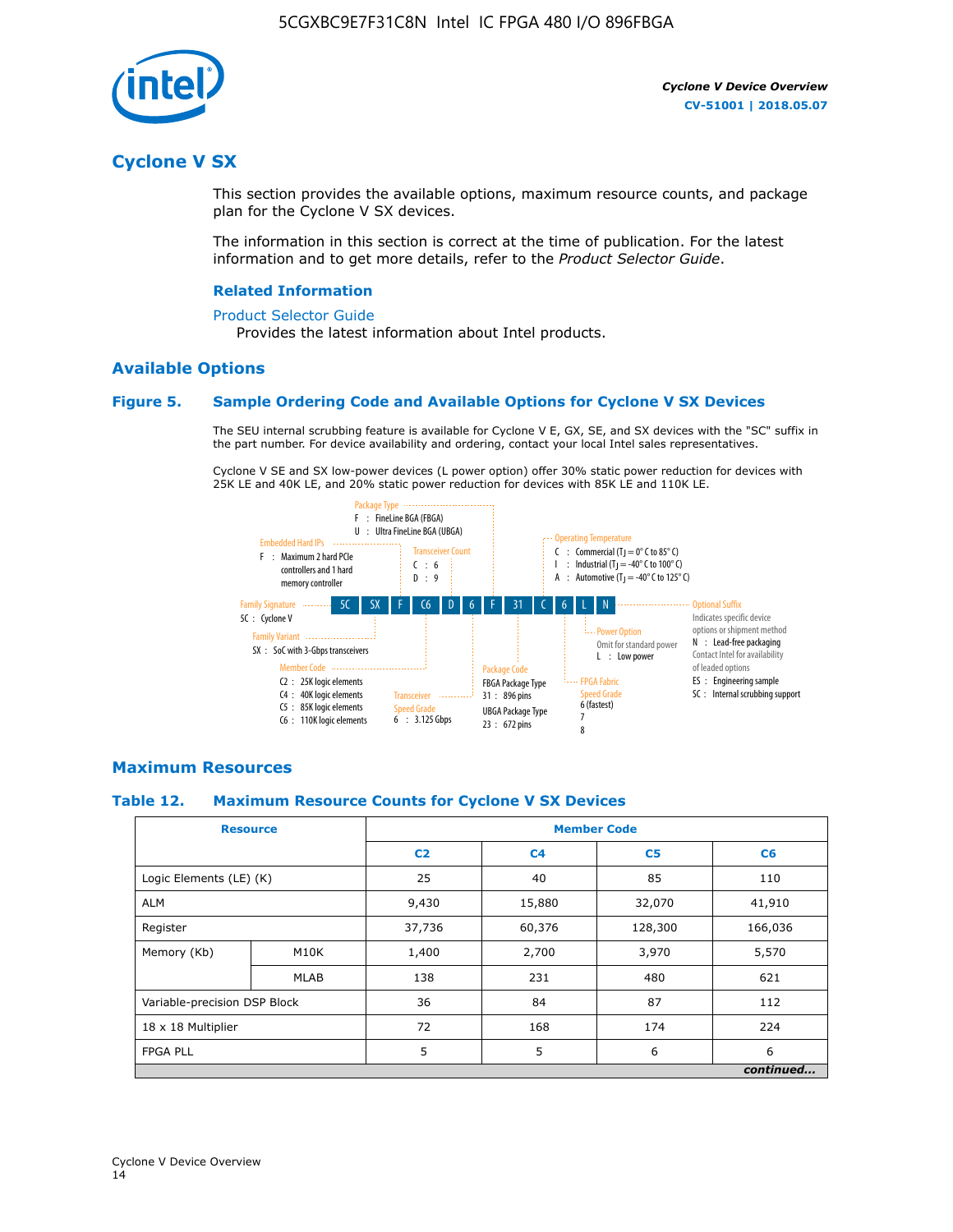## Cyclone V SX

This section provides the available options, maximum resource counts, and package plan for the Cyclone V SX devices.

The information in this section is correct at the time of publication. For the latest information and to get more details, refer to the *Product Selector Guide*.

### Related Information

Product Selector Guide
Provides the latest information about Intel products.

### Available Options

#### Figure 5. Sample Ordering Code and Available Options for Cyclone V SX Devices

The SEU internal scrubbing feature is available for Cyclone V E, GX, SE, and SX devices with the "SC" suffix in the part number. For device availability and ordering, contact your local Intel sales representatives.

Cyclone V SE and SX low-power devices (L power option) offer 30% static power reduction for devices with 25K LE and 40K LE, and 20% static power reduction for devices with 85K LE and 110K LE.

Sample ordering code: 5C SX F C6 D 6 F 31 C 6 L N

- **Family Signature** — 5C : Cyclone V
- **Family Variant** — SX : SoC with 3-Gbps transceivers
- **Embedded Hard IPs** — F : Maximum 2 hard PCIe controllers and 1 hard memory controller
- **Member Code** — C2 : 25K logic elements; C4 : 40K logic elements; C5 : 85K logic elements; C6 : 110K logic elements
- **Transceiver Count** — C : 6; D : 9
- **Transceiver Speed Grade** — 6 : 3.125 Gbps
- **Package Type** — F : FineLine BGA (FBGA); U : Ultra FineLine BGA (UBGA)
- **Package Code** — FBGA Package Type: 31 : 896 pins; UBGA Package Type: 23 : 672 pins
- **Operating Temperature** — C : Commercial ($T_J$ = 0° C to 85° C); I : Industrial ($T_J$ = -40° C to 100° C); A : Automotive ($T_J$ = -40° C to 125° C)
- **FPGA Fabric Speed Grade** — 6 (fastest); 7; 8
- **Power Option** — Omit for standard power; L : Low power
- **Optional Suffix** — Indicates specific device options or shipment method. N : Lead-free packaging. Contact Intel for availability of leaded options. ES : Engineering sample. SC : Internal scrubbing support

### Maximum Resources

#### Table 12. Maximum Resource Counts for Cyclone V SX Devices

| Resource | | Member Code | | | |
|---|---|---|---|---|---|
| | | C2 | C4 | C5 | C6 |
| Logic Elements (LE) (K) | | 25 | 40 | 85 | 110 |
| ALM | | 9,430 | 15,880 | 32,070 | 41,910 |
| Register | | 37,736 | 60,376 | 128,300 | 166,036 |
| Memory (Kb) | M10K | 1,400 | 2,700 | 3,970 | 5,570 |
| | MLAB | 138 | 231 | 480 | 621 |
| Variable-precision DSP Block | | 36 | 84 | 87 | 112 |
| 18 x 18 Multiplier | | 72 | 168 | 174 | 224 |
| FPGA PLL | | 5 | 5 | 6 | 6 |

*continued...*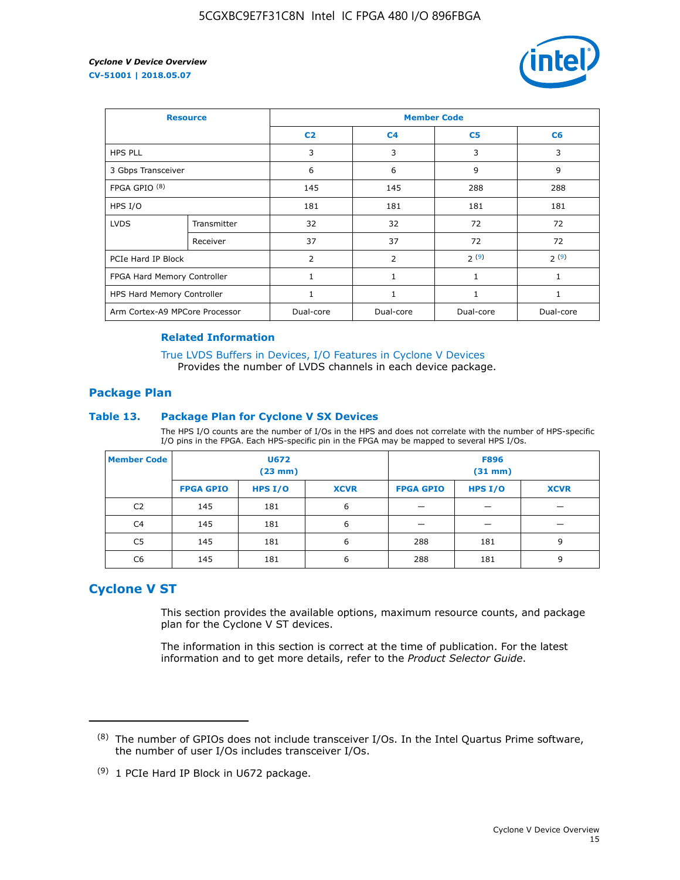| Resource | | Member Code | | | |
|---|---|---|---|---|---|
| | | C2 | C4 | C5 | C6 |
| HPS PLL | | 3 | 3 | 3 | 3 |
| 3 Gbps Transceiver | | 6 | 6 | 9 | 9 |
| FPGA GPIO [(8)] | | 145 | 145 | 288 | 288 |
| HPS I/O | | 181 | 181 | 181 | 181 |
| LVDS | Transmitter | 32 | 32 | 72 | 72 |
| | Receiver | 37 | 37 | 72 | 72 |
| PCIe Hard IP Block | | 2 | 2 | 2 [(9)] | 2 [(9)] |
| FPGA Hard Memory Controller | | 1 | 1 | 1 | 1 |
| HPS Hard Memory Controller | | 1 | 1 | 1 | 1 |
| Arm Cortex-A9 MPCore Processor | | Dual-core | Dual-core | Dual-core | Dual-core |

#### Related Information

True LVDS Buffers in Devices, I/O Features in Cyclone V Devices
Provides the number of LVDS channels in each device package.

### Package Plan

#### Table 13. Package Plan for Cyclone V SX Devices

The HPS I/O counts are the number of I/Os in the HPS and does not correlate with the number of HPS-specific I/O pins in the FPGA. Each HPS-specific pin in the FPGA may be mapped to several HPS I/Os.

| Member Code | U672 (23 mm) | | | F896 (31 mm) | | |
|---|---|---|---|---|---|---|
| | FPGA GPIO | HPS I/O | XCVR | FPGA GPIO | HPS I/O | XCVR |
| C2 | 145 | 181 | 6 | — | — | — |
| C4 | 145 | 181 | 6 | — | — | — |
| C5 | 145 | 181 | 6 | 288 | 181 | 9 |
| C6 | 145 | 181 | 6 | 288 | 181 | 9 |

## Cyclone V ST

This section provides the available options, maximum resource counts, and package plan for the Cyclone V ST devices.

The information in this section is correct at the time of publication. For the latest information and to get more details, refer to the *Product Selector Guide*.

---

(8) The number of GPIOs does not include transceiver I/Os. In the Intel Quartus Prime software, the number of user I/Os includes transceiver I/Os.

(9) 1 PCIe Hard IP Block in U672 package.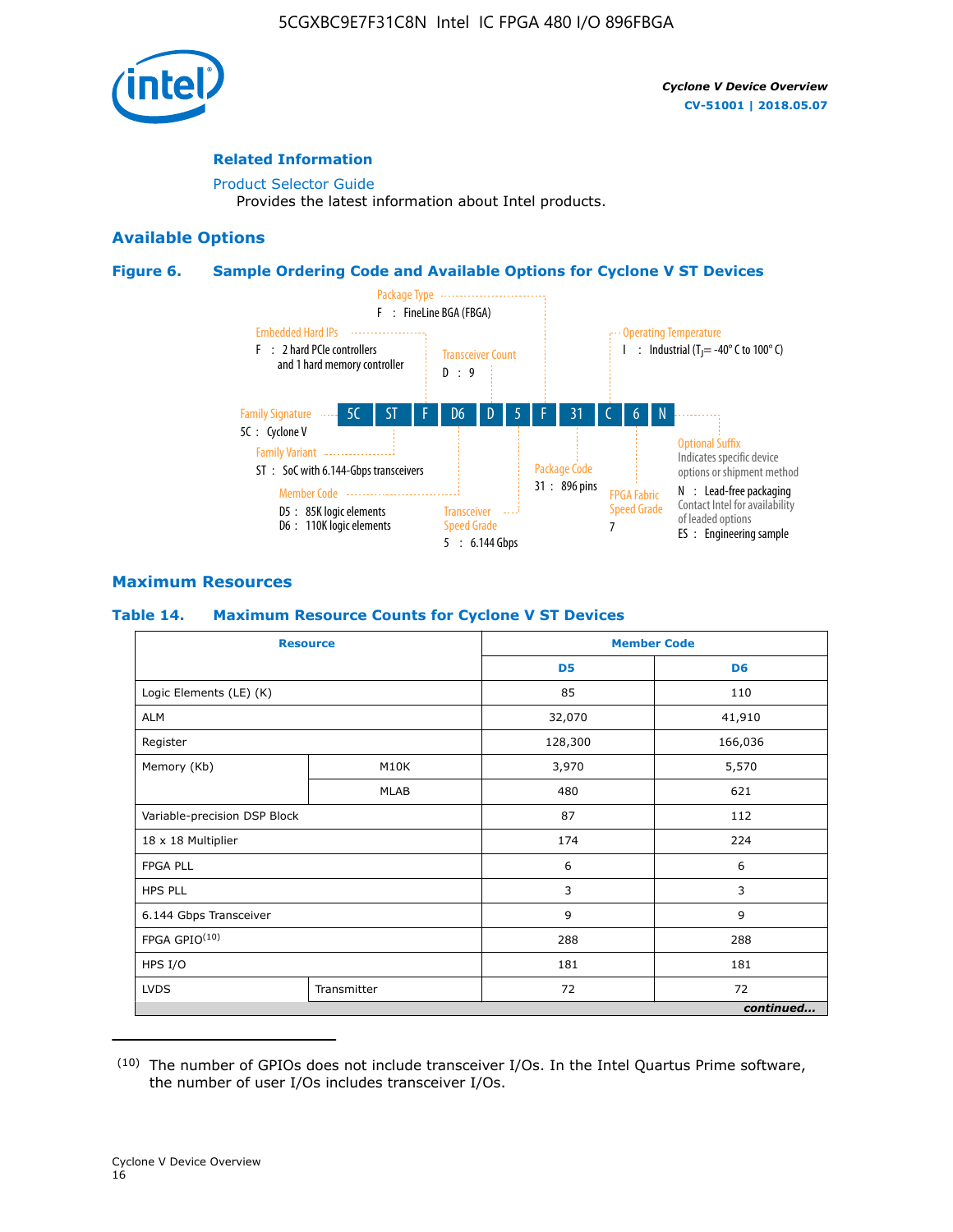## Related Information

Product Selector Guide
Provides the latest information about Intel products.

## Available Options

### Figure 6. Sample Ordering Code and Available Options for Cyclone V ST Devices

Ordering code: 5C ST F D6 D 5 F 31 C 6 N

- **Family Signature** — 5C : Cyclone V
- **Family Variant** — ST : SoC with 6.144-Gbps transceivers
- **Embedded Hard IPs** — F : 2 hard PCIe controllers and 1 hard memory controller
- **Member Code** — D5 : 85K logic elements; D6 : 110K logic elements
- **Transceiver Count** — D : 9
- **Transceiver Speed Grade** — 5 : 6.144 Gbps
- **Package Type** — F : FineLine BGA (FBGA)
- **Package Code** — 31 : 896 pins
- **Operating Temperature** — I : Industrial ($T_J$ = -40° C to 100° C)
- **FPGA Fabric Speed Grade** — 7
- **Optional Suffix** — Indicates specific device options or shipment method; N : Lead-free packaging. Contact Intel for availability of leaded options; ES : Engineering sample

## Maximum Resources

### Table 14. Maximum Resource Counts for Cyclone V ST Devices

| Resource | | Member Code | |
|---|---|---|---|
| | | D5 | D6 |
| Logic Elements (LE) (K) | | 85 | 110 |
| ALM | | 32,070 | 41,910 |
| Register | | 128,300 | 166,036 |
| Memory (Kb) | M10K | 3,970 | 5,570 |
| | MLAB | 480 | 621 |
| Variable-precision DSP Block | | 87 | 112 |
| 18 x 18 Multiplier | | 174 | 224 |
| FPGA PLL | | 6 | 6 |
| HPS PLL | | 3 | 3 |
| 6.144 Gbps Transceiver | | 9 | 9 |
| FPGA GPIO[10] | | 288 | 288 |
| HPS I/O | | 181 | 181 |
| LVDS | Transmitter | 72 | 72 |

*continued...*

(10) The number of GPIOs does not include transceiver I/Os. In the Intel Quartus Prime software, the number of user I/Os includes transceiver I/Os.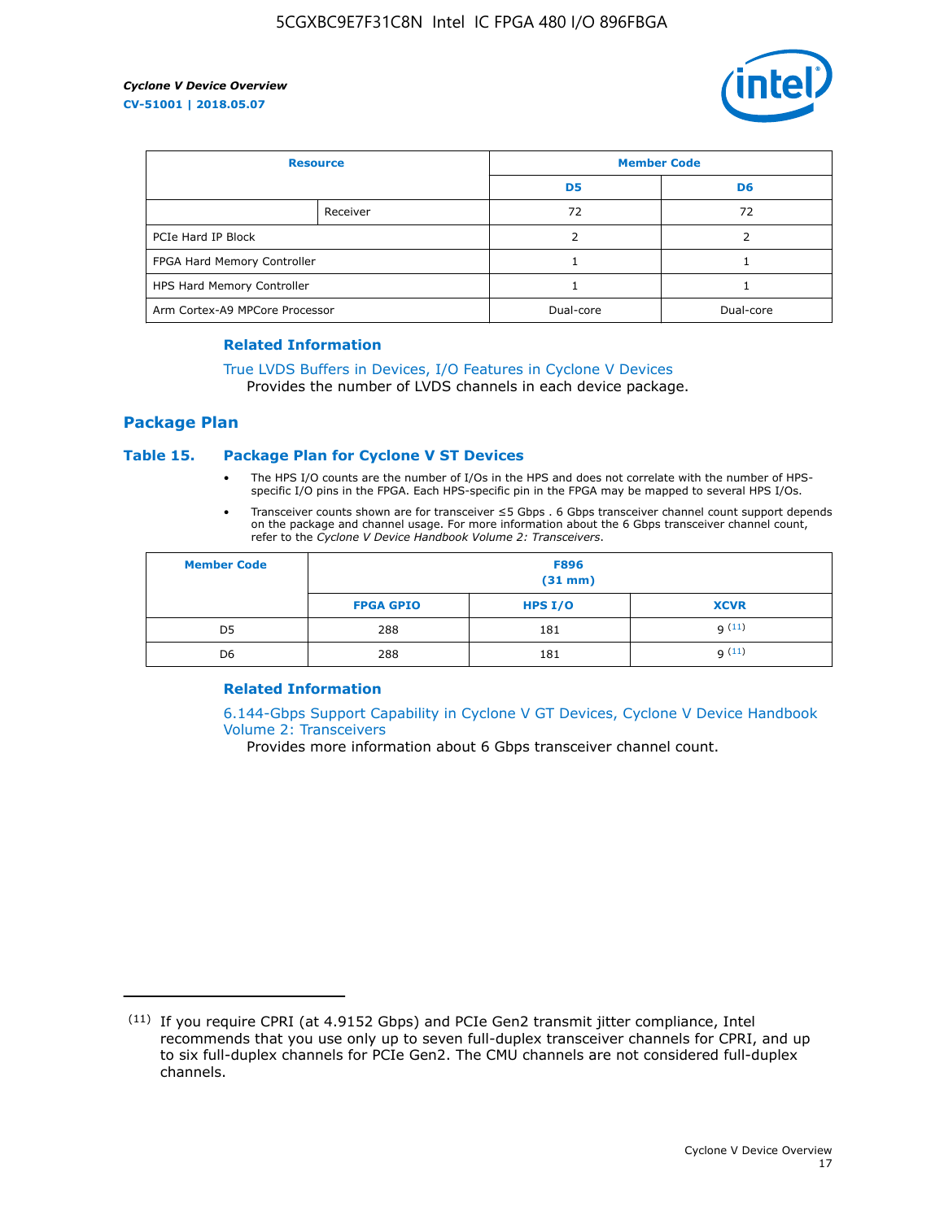| Resource | | Member Code | |
|---|---|---|---|
| | | D5 | D6 |
| | Receiver | 72 | 72 |
| PCIe Hard IP Block | | 2 | 2 |
| FPGA Hard Memory Controller | | 1 | 1 |
| HPS Hard Memory Controller | | 1 | 1 |
| Arm Cortex-A9 MPCore Processor | | Dual-core | Dual-core |

### Related Information

True LVDS Buffers in Devices, I/O Features in Cyclone V Devices
Provides the number of LVDS channels in each device package.

## Package Plan

### Table 15. Package Plan for Cyclone V ST Devices

- The HPS I/O counts are the number of I/Os in the HPS and does not correlate with the number of HPS-specific I/O pins in the FPGA. Each HPS-specific pin in the FPGA may be mapped to several HPS I/Os.
- Transceiver counts shown are for transceiver ≤5 Gbps . 6 Gbps transceiver channel count support depends on the package and channel usage. For more information about the 6 Gbps transceiver channel count, refer to the *Cyclone V Device Handbook Volume 2: Transceivers*.

| Member Code | F896 (31 mm) | | |
|---|---|---|---|
| | FPGA GPIO | HPS I/O | XCVR |
| D5 | 288 | 181 | 9 (11) |
| D6 | 288 | 181 | 9 (11) |

### Related Information

6.144-Gbps Support Capability in Cyclone V GT Devices, Cyclone V Device Handbook Volume 2: Transceivers
Provides more information about 6 Gbps transceiver channel count.

(11) If you require CPRI (at 4.9152 Gbps) and PCIe Gen2 transmit jitter compliance, Intel recommends that you use only up to seven full-duplex transceiver channels for CPRI, and up to six full-duplex channels for PCIe Gen2. The CMU channels are not considered full-duplex channels.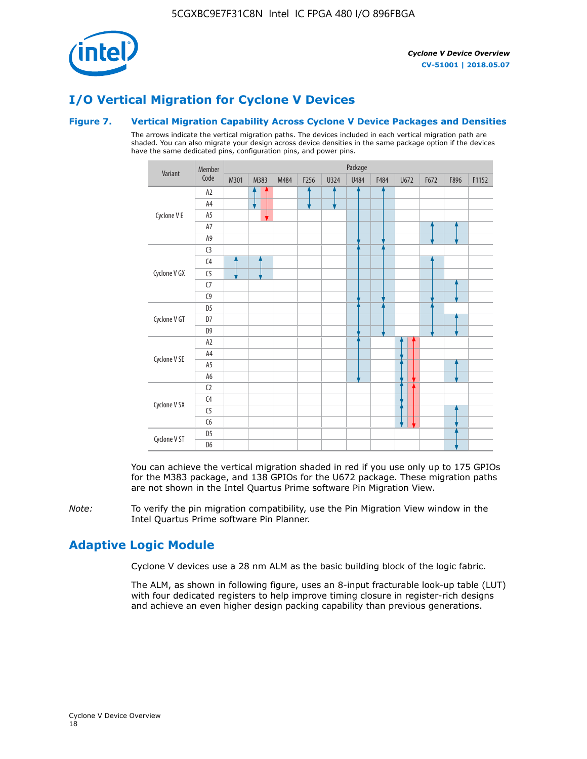## I/O Vertical Migration for Cyclone V Devices

### Figure 7. Vertical Migration Capability Across Cyclone V Device Packages and Densities

The arrows indicate the vertical migration paths. The devices included in each vertical migration path are shaded. You can also migrate your design across device densities in the same package option if the devices have the same dedicated pins, configuration pins, and power pins.

| Variant | Member Code | M301 | M383 | M484 | F256 | U324 | U484 | F484 | U672 | F672 | F896 | F1152 |
|---|---|---|---|---|---|---|---|---|---|---|---|---|
| Cyclone V E | A2 | | | | | | | | | | | |
| | A4 | | | | | | | | | | | |
| | A5 | | | | | | | | | | | |
| | A7 | | | | | | | | | | | |
| | A9 | | | | | | | | | | | |
| Cyclone V GX | C3 | | | | | | | | | | | |
| | C4 | | | | | | | | | | | |
| | C5 | | | | | | | | | | | |
| | C7 | | | | | | | | | | | |
| | C9 | | | | | | | | | | | |
| Cyclone V GT | D5 | | | | | | | | | | | |
| | D7 | | | | | | | | | | | |
| | D9 | | | | | | | | | | | |
| Cyclone V SE | A2 | | | | | | | | | | | |
| | A4 | | | | | | | | | | | |
| | A5 | | | | | | | | | | | |
| | A6 | | | | | | | | | | | |
| Cyclone V SX | C2 | | | | | | | | | | | |
| | C4 | | | | | | | | | | | |
| | C5 | | | | | | | | | | | |
| | C6 | | | | | | | | | | | |
| Cyclone V ST | D5 | | | | | | | | | | | |
| | D6 | | | | | | | | | | | |

You can achieve the vertical migration shaded in red if you use only up to 175 GPIOs for the M383 package, and 138 GPIOs for the U672 package. These migration paths are not shown in the Intel Quartus Prime software Pin Migration View.

*Note:* To verify the pin migration compatibility, use the Pin Migration View window in the Intel Quartus Prime software Pin Planner.

## Adaptive Logic Module

Cyclone V devices use a 28 nm ALM as the basic building block of the logic fabric.

The ALM, as shown in following figure, uses an 8-input fracturable look-up table (LUT) with four dedicated registers to help improve timing closure in register-rich designs and achieve an even higher design packing capability than previous generations.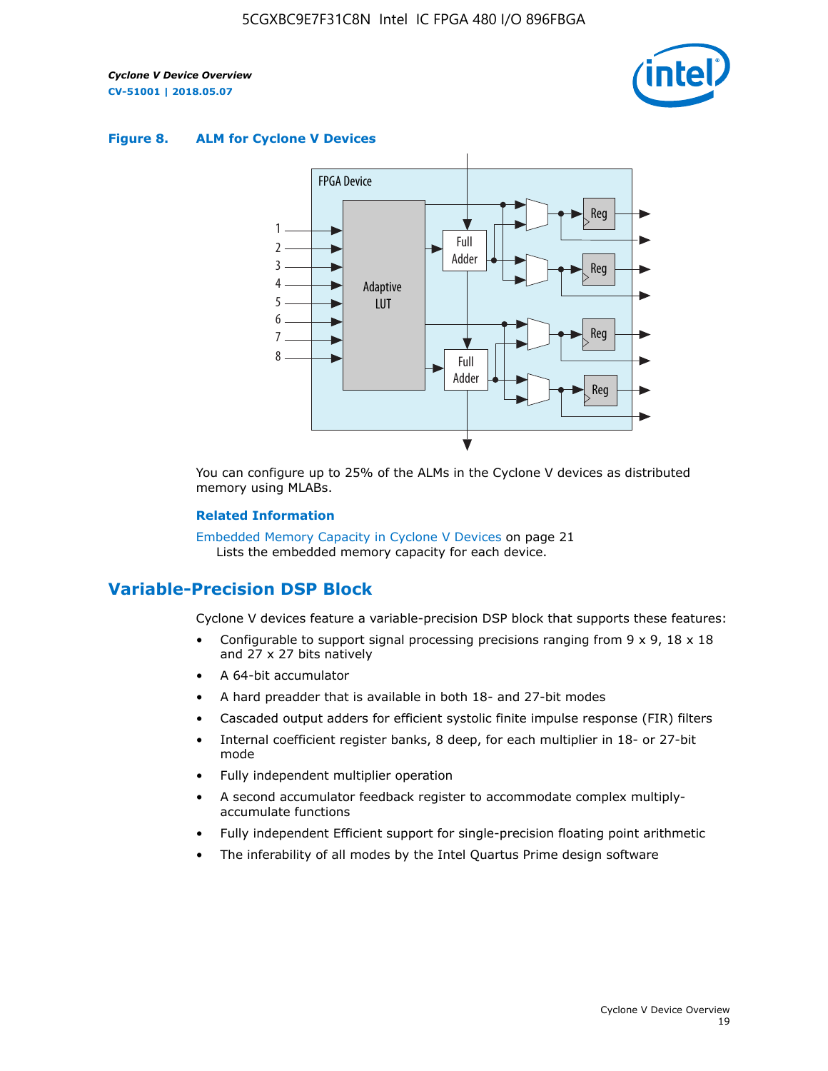**Figure 8. ALM for Cyclone V Devices**

You can configure up to 25% of the ALMs in the Cyclone V devices as distributed memory using MLABs.

**Related Information**

Embedded Memory Capacity in Cyclone V Devices on page 21
Lists the embedded memory capacity for each device.

## Variable-Precision DSP Block

Cyclone V devices feature a variable-precision DSP block that supports these features:

- Configurable to support signal processing precisions ranging from 9 x 9, 18 x 18 and 27 x 27 bits natively
- A 64-bit accumulator
- A hard preadder that is available in both 18- and 27-bit modes
- Cascaded output adders for efficient systolic finite impulse response (FIR) filters
- Internal coefficient register banks, 8 deep, for each multiplier in 18- or 27-bit mode
- Fully independent multiplier operation
- A second accumulator feedback register to accommodate complex multiply-accumulate functions
- Fully independent Efficient support for single-precision floating point arithmetic
- The inferability of all modes by the Intel Quartus Prime design software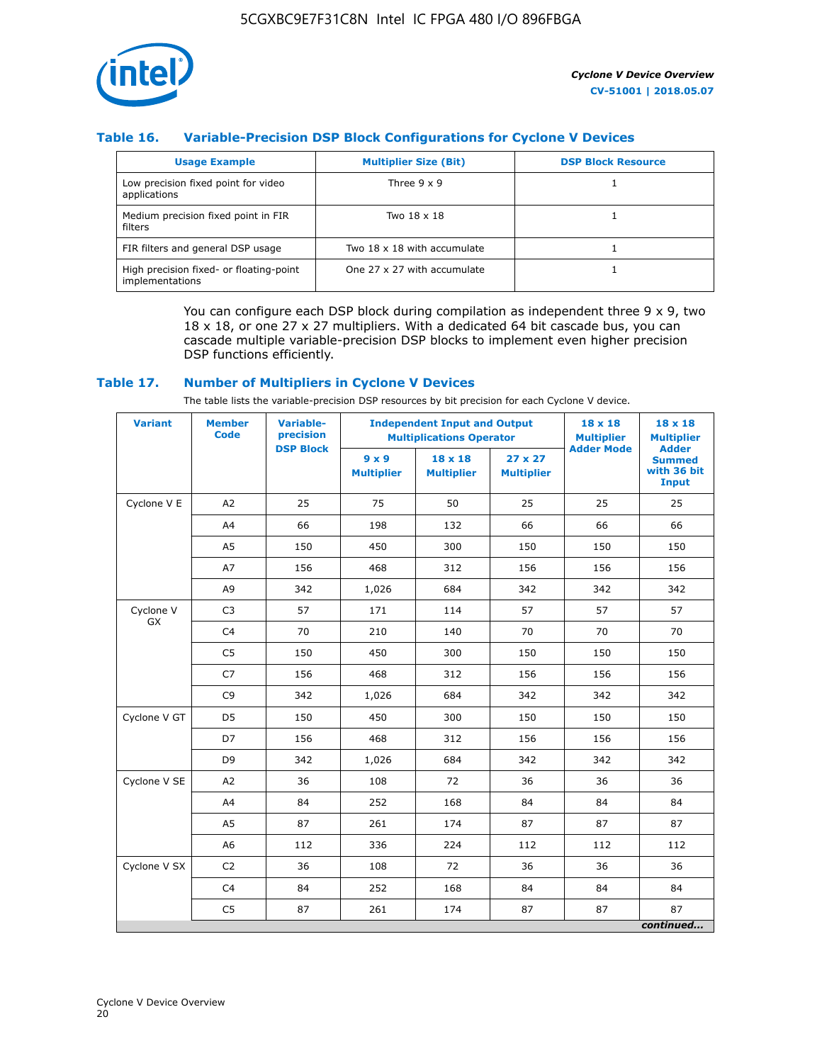### Table 16. Variable-Precision DSP Block Configurations for Cyclone V Devices

| Usage Example | Multiplier Size (Bit) | DSP Block Resource |
|---|---|---|
| Low precision fixed point for video applications | Three 9 x 9 | 1 |
| Medium precision fixed point in FIR filters | Two 18 x 18 | 1 |
| FIR filters and general DSP usage | Two 18 x 18 with accumulate | 1 |
| High precision fixed- or floating-point implementations | One 27 x 27 with accumulate | 1 |

You can configure each DSP block during compilation as independent three 9 x 9, two 18 x 18, or one 27 x 27 multipliers. With a dedicated 64 bit cascade bus, you can cascade multiple variable-precision DSP blocks to implement even higher precision DSP functions efficiently.

### Table 17. Number of Multipliers in Cyclone V Devices

The table lists the variable-precision DSP resources by bit precision for each Cyclone V device.

| Variant | Member Code | Variable-precision DSP Block | Independent Input and Output Multiplications Operator | | | 18 x 18 Multiplier Adder Mode | 18 x 18 Multiplier Adder Summed with 36 bit Input |
|---|---|---|---|---|---|---|---|
| | | | 9 x 9 Multiplier | 18 x 18 Multiplier | 27 x 27 Multiplier | | |
| Cyclone V E | A2 | 25 | 75 | 50 | 25 | 25 | 25 |
| | A4 | 66 | 198 | 132 | 66 | 66 | 66 |
| | A5 | 150 | 450 | 300 | 150 | 150 | 150 |
| | A7 | 156 | 468 | 312 | 156 | 156 | 156 |
| | A9 | 342 | 1,026 | 684 | 342 | 342 | 342 |
| Cyclone V GX | C3 | 57 | 171 | 114 | 57 | 57 | 57 |
| | C4 | 70 | 210 | 140 | 70 | 70 | 70 |
| | C5 | 150 | 450 | 300 | 150 | 150 | 150 |
| | C7 | 156 | 468 | 312 | 156 | 156 | 156 |
| | C9 | 342 | 1,026 | 684 | 342 | 342 | 342 |
| Cyclone V GT | D5 | 150 | 450 | 300 | 150 | 150 | 150 |
| | D7 | 156 | 468 | 312 | 156 | 156 | 156 |
| | D9 | 342 | 1,026 | 684 | 342 | 342 | 342 |
| Cyclone V SE | A2 | 36 | 108 | 72 | 36 | 36 | 36 |
| | A4 | 84 | 252 | 168 | 84 | 84 | 84 |
| | A5 | 87 | 261 | 174 | 87 | 87 | 87 |
| | A6 | 112 | 336 | 224 | 112 | 112 | 112 |
| Cyclone V SX | C2 | 36 | 108 | 72 | 36 | 36 | 36 |
| | C4 | 84 | 252 | 168 | 84 | 84 | 84 |
| | C5 | 87 | 261 | 174 | 87 | 87 | 87 |

*continued...*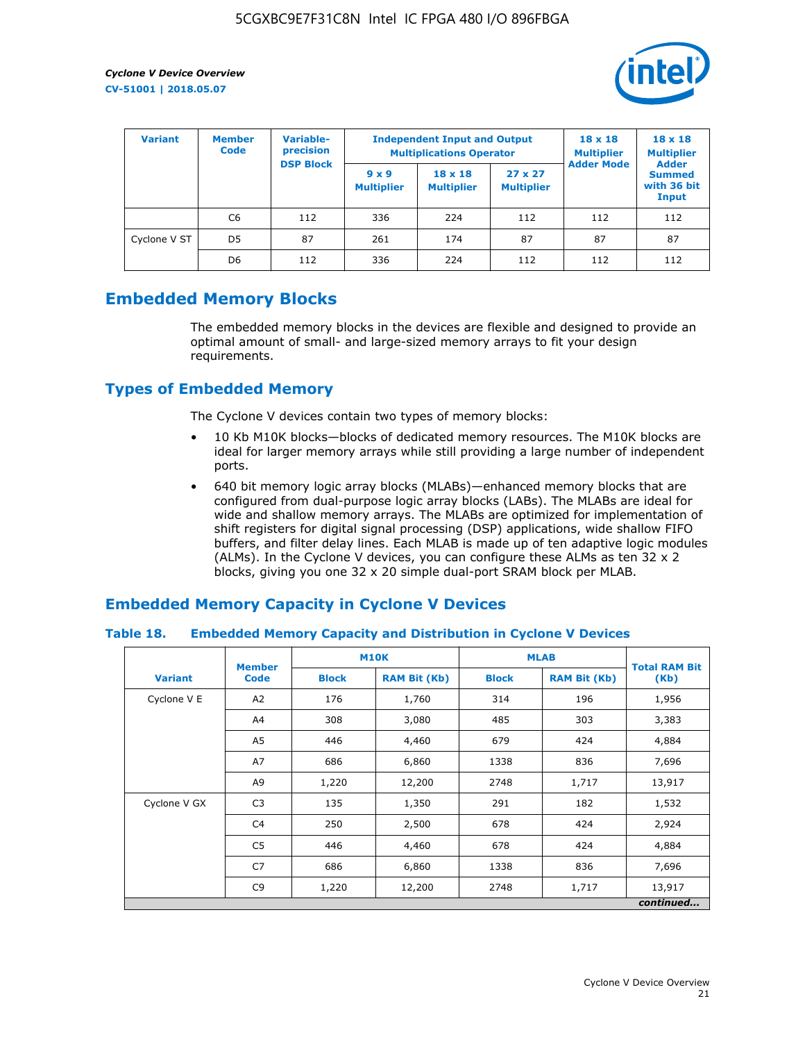| Variant | Member Code | Variable-precision DSP Block | Independent Input and Output Multiplications Operator | | | 18 x 18 Multiplier Adder Mode | 18 x 18 Multiplier Adder Summed with 36 bit Input |
|---|---|---|---|---|---|---|---|
| | | | 9 x 9 Multiplier | 18 x 18 Multiplier | 27 x 27 Multiplier | | |
| | C6 | 112 | 336 | 224 | 112 | 112 | 112 |
| Cyclone V ST | D5 | 87 | 261 | 174 | 87 | 87 | 87 |
| | D6 | 112 | 336 | 224 | 112 | 112 | 112 |

## Embedded Memory Blocks

The embedded memory blocks in the devices are flexible and designed to provide an optimal amount of small- and large-sized memory arrays to fit your design requirements.

### Types of Embedded Memory

The Cyclone V devices contain two types of memory blocks:

- 10 Kb M10K blocks—blocks of dedicated memory resources. The M10K blocks are ideal for larger memory arrays while still providing a large number of independent ports.
- 640 bit memory logic array blocks (MLABs)—enhanced memory blocks that are configured from dual-purpose logic array blocks (LABs). The MLABs are ideal for wide and shallow memory arrays. The MLABs are optimized for implementation of shift registers for digital signal processing (DSP) applications, wide shallow FIFO buffers, and filter delay lines. Each MLAB is made up of ten adaptive logic modules (ALMs). In the Cyclone V devices, you can configure these ALMs as ten 32 x 2 blocks, giving you one 32 x 20 simple dual-port SRAM block per MLAB.

### Embedded Memory Capacity in Cyclone V Devices

**Table 18. Embedded Memory Capacity and Distribution in Cyclone V Devices**

| Variant | Member Code | M10K | | MLAB | | Total RAM Bit (Kb) |
|---|---|---|---|---|---|---|
| | | Block | RAM Bit (Kb) | Block | RAM Bit (Kb) | |
| Cyclone V E | A2 | 176 | 1,760 | 314 | 196 | 1,956 |
| | A4 | 308 | 3,080 | 485 | 303 | 3,383 |
| | A5 | 446 | 4,460 | 679 | 424 | 4,884 |
| | A7 | 686 | 6,860 | 1338 | 836 | 7,696 |
| | A9 | 1,220 | 12,200 | 2748 | 1,717 | 13,917 |
| Cyclone V GX | C3 | 135 | 1,350 | 291 | 182 | 1,532 |
| | C4 | 250 | 2,500 | 678 | 424 | 2,924 |
| | C5 | 446 | 4,460 | 678 | 424 | 4,884 |
| | C7 | 686 | 6,860 | 1338 | 836 | 7,696 |
| | C9 | 1,220 | 12,200 | 2748 | 1,717 | 13,917 |

*continued...*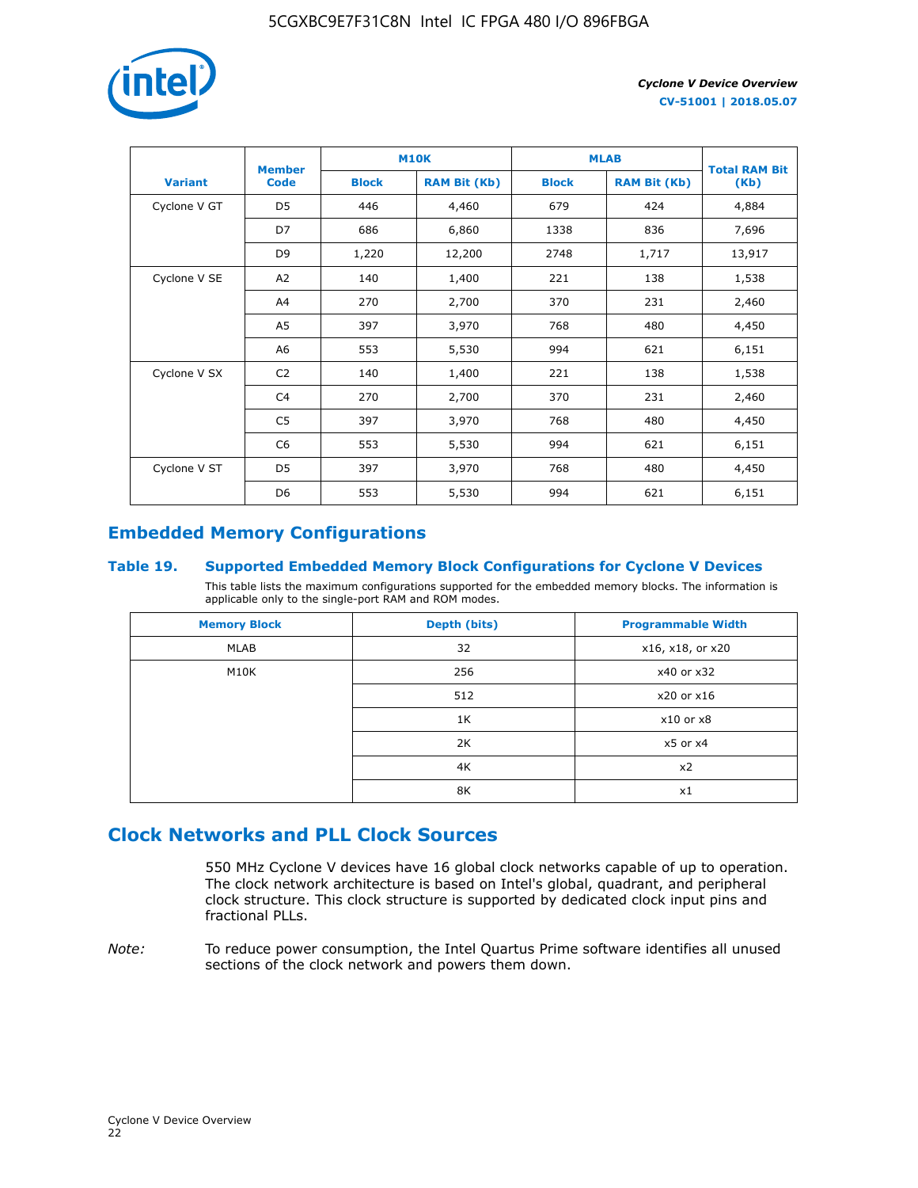| Variant | Member Code | M10K | | MLAB | | Total RAM Bit (Kb) |
|---|---|---|---|---|---|---|
| | | Block | RAM Bit (Kb) | Block | RAM Bit (Kb) | |
| Cyclone V GT | D5 | 446 | 4,460 | 679 | 424 | 4,884 |
| | D7 | 686 | 6,860 | 1338 | 836 | 7,696 |
| | D9 | 1,220 | 12,200 | 2748 | 1,717 | 13,917 |
| Cyclone V SE | A2 | 140 | 1,400 | 221 | 138 | 1,538 |
| | A4 | 270 | 2,700 | 370 | 231 | 2,460 |
| | A5 | 397 | 3,970 | 768 | 480 | 4,450 |
| | A6 | 553 | 5,530 | 994 | 621 | 6,151 |
| Cyclone V SX | C2 | 140 | 1,400 | 221 | 138 | 1,538 |
| | C4 | 270 | 2,700 | 370 | 231 | 2,460 |
| | C5 | 397 | 3,970 | 768 | 480 | 4,450 |
| | C6 | 553 | 5,530 | 994 | 621 | 6,151 |
| Cyclone V ST | D5 | 397 | 3,970 | 768 | 480 | 4,450 |
| | D6 | 553 | 5,530 | 994 | 621 | 6,151 |

## Embedded Memory Configurations

### Table 19. Supported Embedded Memory Block Configurations for Cyclone V Devices

This table lists the maximum configurations supported for the embedded memory blocks. The information is applicable only to the single-port RAM and ROM modes.

| Memory Block | Depth (bits) | Programmable Width |
|---|---|---|
| MLAB | 32 | x16, x18, or x20 |
| M10K | 256 | x40 or x32 |
| | 512 | x20 or x16 |
| | 1K | x10 or x8 |
| | 2K | x5 or x4 |
| | 4K | x2 |
| | 8K | x1 |

# Clock Networks and PLL Clock Sources

550 MHz Cyclone V devices have 16 global clock networks capable of up to operation. The clock network architecture is based on Intel's global, quadrant, and peripheral clock structure. This clock structure is supported by dedicated clock input pins and fractional PLLs.

*Note:* To reduce power consumption, the Intel Quartus Prime software identifies all unused sections of the clock network and powers them down.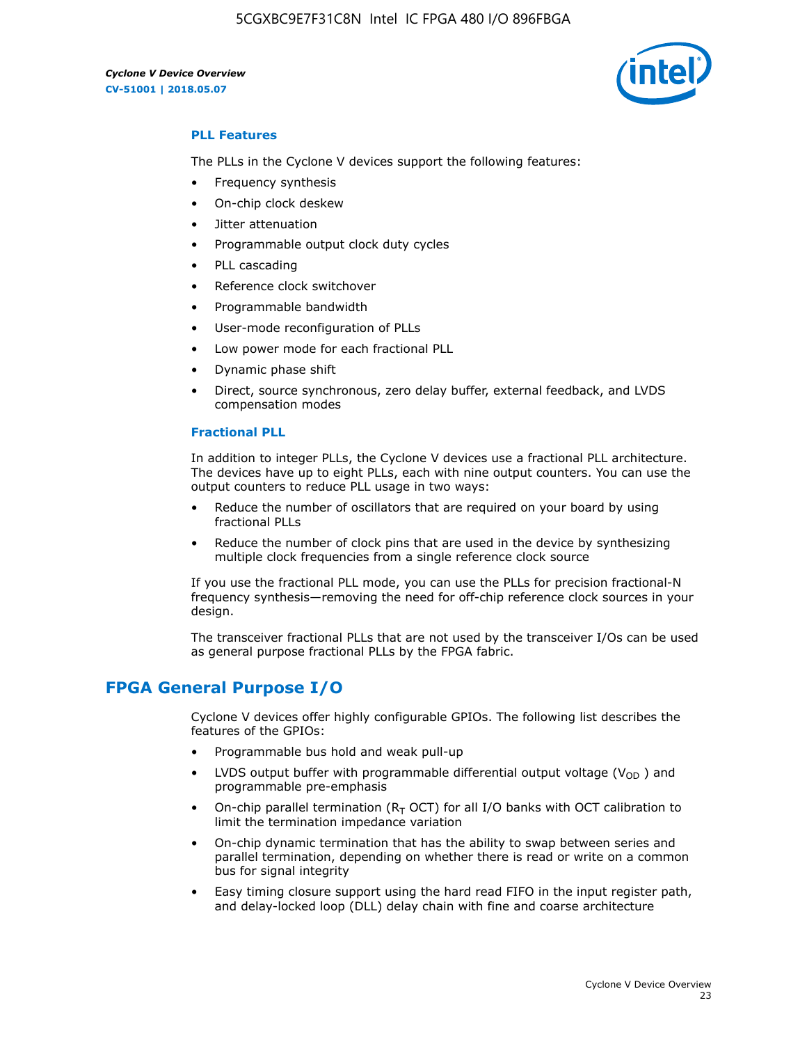### PLL Features

The PLLs in the Cyclone V devices support the following features:

- Frequency synthesis
- On-chip clock deskew
- Jitter attenuation
- Programmable output clock duty cycles
- PLL cascading
- Reference clock switchover
- Programmable bandwidth
- User-mode reconfiguration of PLLs
- Low power mode for each fractional PLL
- Dynamic phase shift
- Direct, source synchronous, zero delay buffer, external feedback, and LVDS compensation modes

### Fractional PLL

In addition to integer PLLs, the Cyclone V devices use a fractional PLL architecture. The devices have up to eight PLLs, each with nine output counters. You can use the output counters to reduce PLL usage in two ways:

- Reduce the number of oscillators that are required on your board by using fractional PLLs
- Reduce the number of clock pins that are used in the device by synthesizing multiple clock frequencies from a single reference clock source

If you use the fractional PLL mode, you can use the PLLs for precision fractional-N frequency synthesis—removing the need for off-chip reference clock sources in your design.

The transceiver fractional PLLs that are not used by the transceiver I/Os can be used as general purpose fractional PLLs by the FPGA fabric.

## FPGA General Purpose I/O

Cyclone V devices offer highly configurable GPIOs. The following list describes the features of the GPIOs:

- Programmable bus hold and weak pull-up
- LVDS output buffer with programmable differential output voltage ($V_{OD}$) and programmable pre-emphasis
- On-chip parallel termination ($R_T$ OCT) for all I/O banks with OCT calibration to limit the termination impedance variation
- On-chip dynamic termination that has the ability to swap between series and parallel termination, depending on whether there is read or write on a common bus for signal integrity
- Easy timing closure support using the hard read FIFO in the input register path, and delay-locked loop (DLL) delay chain with fine and coarse architecture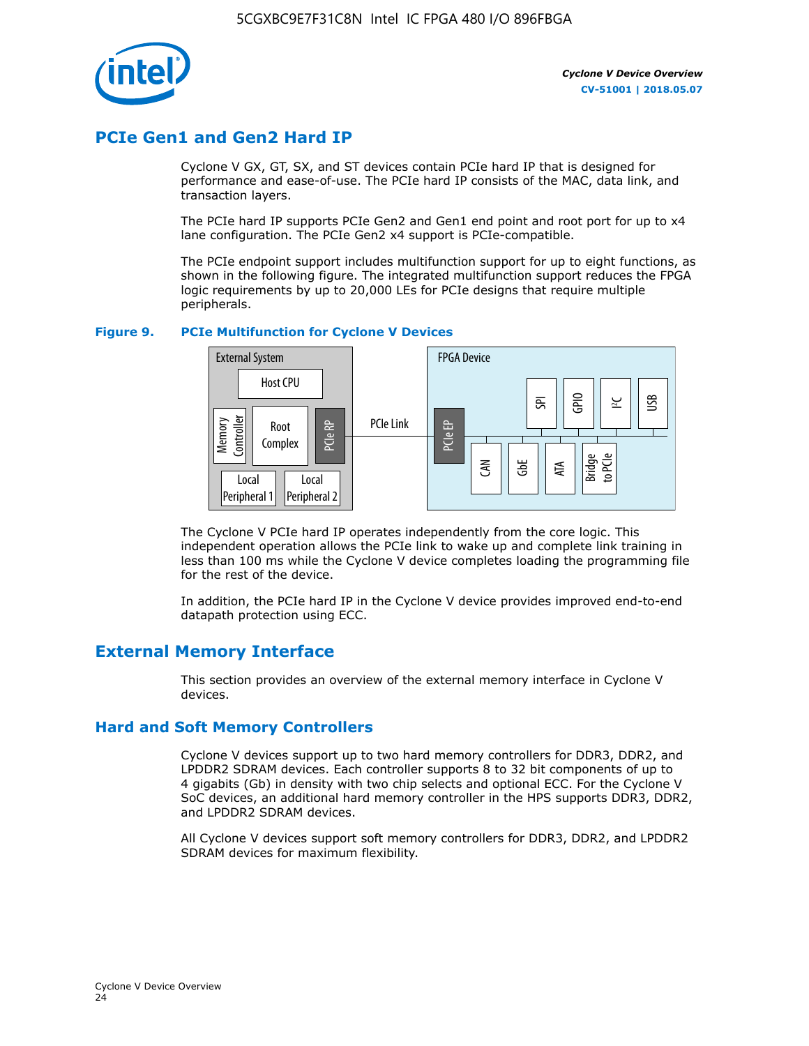## PCIe Gen1 and Gen2 Hard IP

Cyclone V GX, GT, SX, and ST devices contain PCIe hard IP that is designed for performance and ease-of-use. The PCIe hard IP consists of the MAC, data link, and transaction layers.

The PCIe hard IP supports PCIe Gen2 and Gen1 end point and root port for up to x4 lane configuration. The PCIe Gen2 x4 support is PCIe-compatible.

The PCIe endpoint support includes multifunction support for up to eight functions, as shown in the following figure. The integrated multifunction support reduces the FPGA logic requirements by up to 20,000 LEs for PCIe designs that require multiple peripherals.

**Figure 9. PCIe Multifunction for Cyclone V Devices**

External System: Host CPU, Memory Controller, Root Complex, PCIe RP, Local Peripheral 1, Local Peripheral 2 — PCIe Link — FPGA Device: PCIe EP, SPI, GPIO, I²C, USB, CAN, GbE, ATA, Bridge to PCIe

The Cyclone V PCIe hard IP operates independently from the core logic. This independent operation allows the PCIe link to wake up and complete link training in less than 100 ms while the Cyclone V device completes loading the programming file for the rest of the device.

In addition, the PCIe hard IP in the Cyclone V device provides improved end-to-end datapath protection using ECC.

## External Memory Interface

This section provides an overview of the external memory interface in Cyclone V devices.

### Hard and Soft Memory Controllers

Cyclone V devices support up to two hard memory controllers for DDR3, DDR2, and LPDDR2 SDRAM devices. Each controller supports 8 to 32 bit components of up to 4 gigabits (Gb) in density with two chip selects and optional ECC. For the Cyclone V SoC devices, an additional hard memory controller in the HPS supports DDR3, DDR2, and LPDDR2 SDRAM devices.

All Cyclone V devices support soft memory controllers for DDR3, DDR2, and LPDDR2 SDRAM devices for maximum flexibility.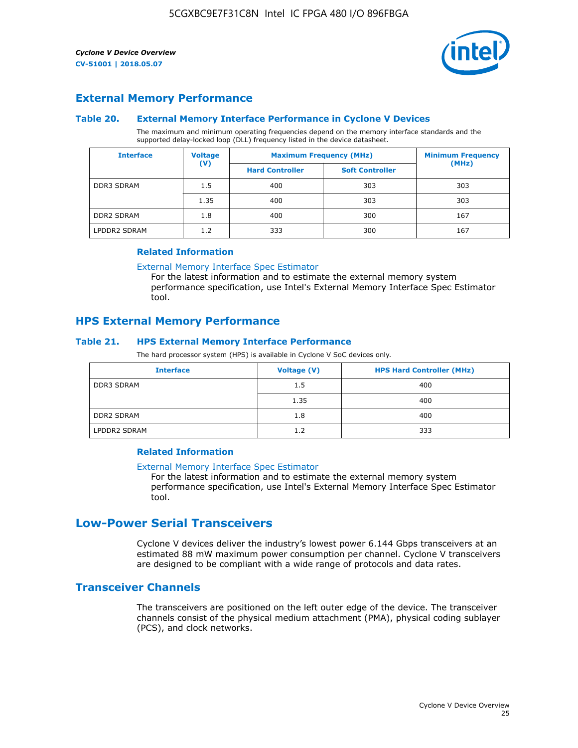## External Memory Performance

### Table 20. External Memory Interface Performance in Cyclone V Devices

The maximum and minimum operating frequencies depend on the memory interface standards and the supported delay-locked loop (DLL) frequency listed in the device datasheet.

| Interface | Voltage (V) | Maximum Frequency (MHz) | | Minimum Frequency (MHz) |
|---|---|---|---|---|
| | | Hard Controller | Soft Controller | |
| DDR3 SDRAM | 1.5 | 400 | 303 | 303 |
| | 1.35 | 400 | 303 | 303 |
| DDR2 SDRAM | 1.8 | 400 | 300 | 167 |
| LPDDR2 SDRAM | 1.2 | 333 | 300 | 167 |

#### Related Information

External Memory Interface Spec Estimator

For the latest information and to estimate the external memory system performance specification, use Intel's External Memory Interface Spec Estimator tool.

## HPS External Memory Performance

### Table 21. HPS External Memory Interface Performance

The hard processor system (HPS) is available in Cyclone V SoC devices only.

| Interface | Voltage (V) | HPS Hard Controller (MHz) |
|---|---|---|
| DDR3 SDRAM | 1.5 | 400 |
| | 1.35 | 400 |
| DDR2 SDRAM | 1.8 | 400 |
| LPDDR2 SDRAM | 1.2 | 333 |

#### Related Information

External Memory Interface Spec Estimator

For the latest information and to estimate the external memory system performance specification, use Intel's External Memory Interface Spec Estimator tool.

# Low-Power Serial Transceivers

Cyclone V devices deliver the industry's lowest power 6.144 Gbps transceivers at an estimated 88 mW maximum power consumption per channel. Cyclone V transceivers are designed to be compliant with a wide range of protocols and data rates.

## Transceiver Channels

The transceivers are positioned on the left outer edge of the device. The transceiver channels consist of the physical medium attachment (PMA), physical coding sublayer (PCS), and clock networks.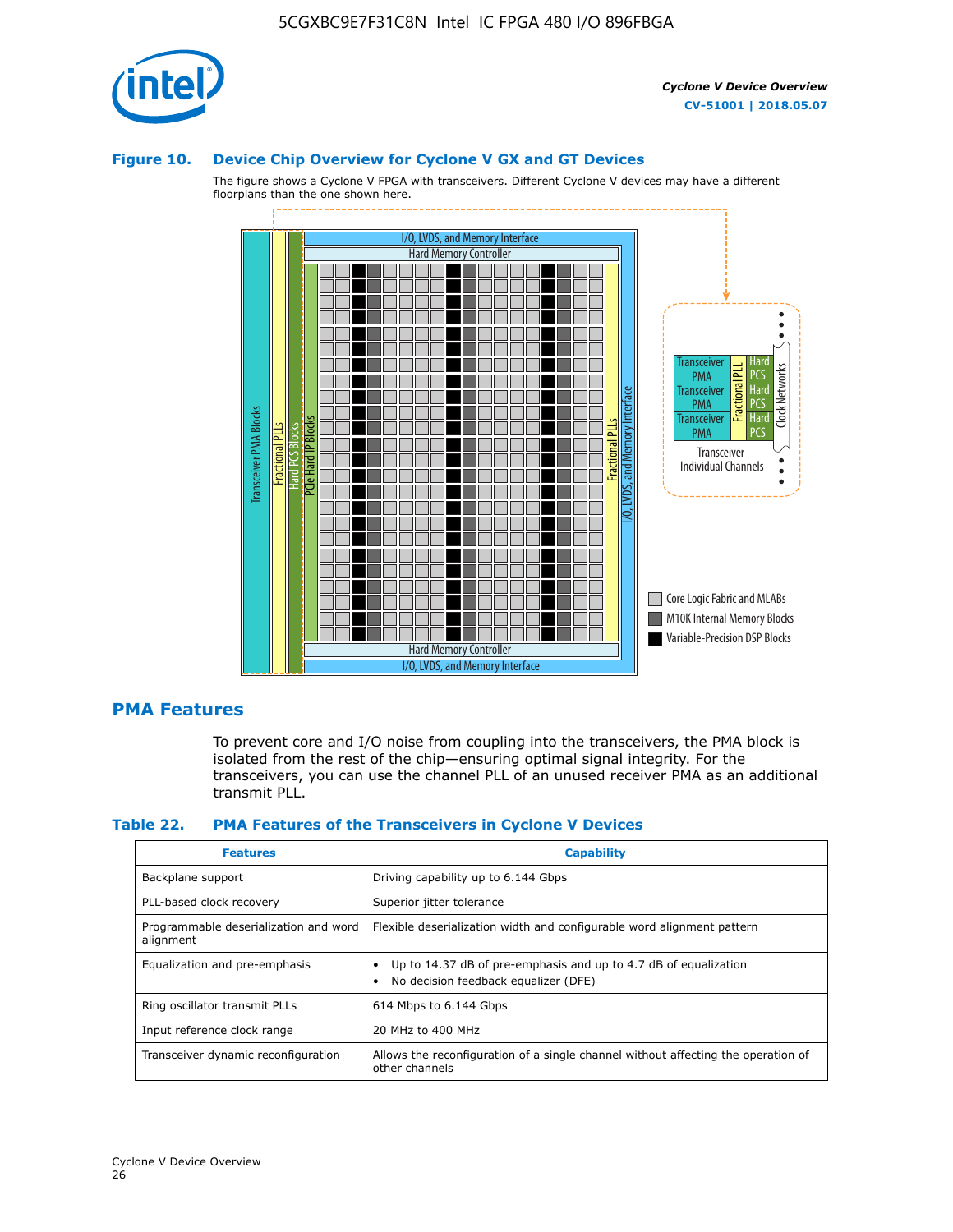### Figure 10. Device Chip Overview for Cyclone V GX and GT Devices

The figure shows a Cyclone V FPGA with transceivers. Different Cyclone V devices may have a different floorplans than the one shown here.

## PMA Features

To prevent core and I/O noise from coupling into the transceivers, the PMA block is isolated from the rest of the chip—ensuring optimal signal integrity. For the transceivers, you can use the channel PLL of an unused receiver PMA as an additional transmit PLL.

### Table 22. PMA Features of the Transceivers in Cyclone V Devices

| Features | Capability |
| --- | --- |
| Backplane support | Driving capability up to 6.144 Gbps |
| PLL-based clock recovery | Superior jitter tolerance |
| Programmable deserialization and word alignment | Flexible deserialization width and configurable word alignment pattern |
| Equalization and pre-emphasis | • Up to 14.37 dB of pre-emphasis and up to 4.7 dB of equalization<br>• No decision feedback equalizer (DFE) |
| Ring oscillator transmit PLLs | 614 Mbps to 6.144 Gbps |
| Input reference clock range | 20 MHz to 400 MHz |
| Transceiver dynamic reconfiguration | Allows the reconfiguration of a single channel without affecting the operation of other channels |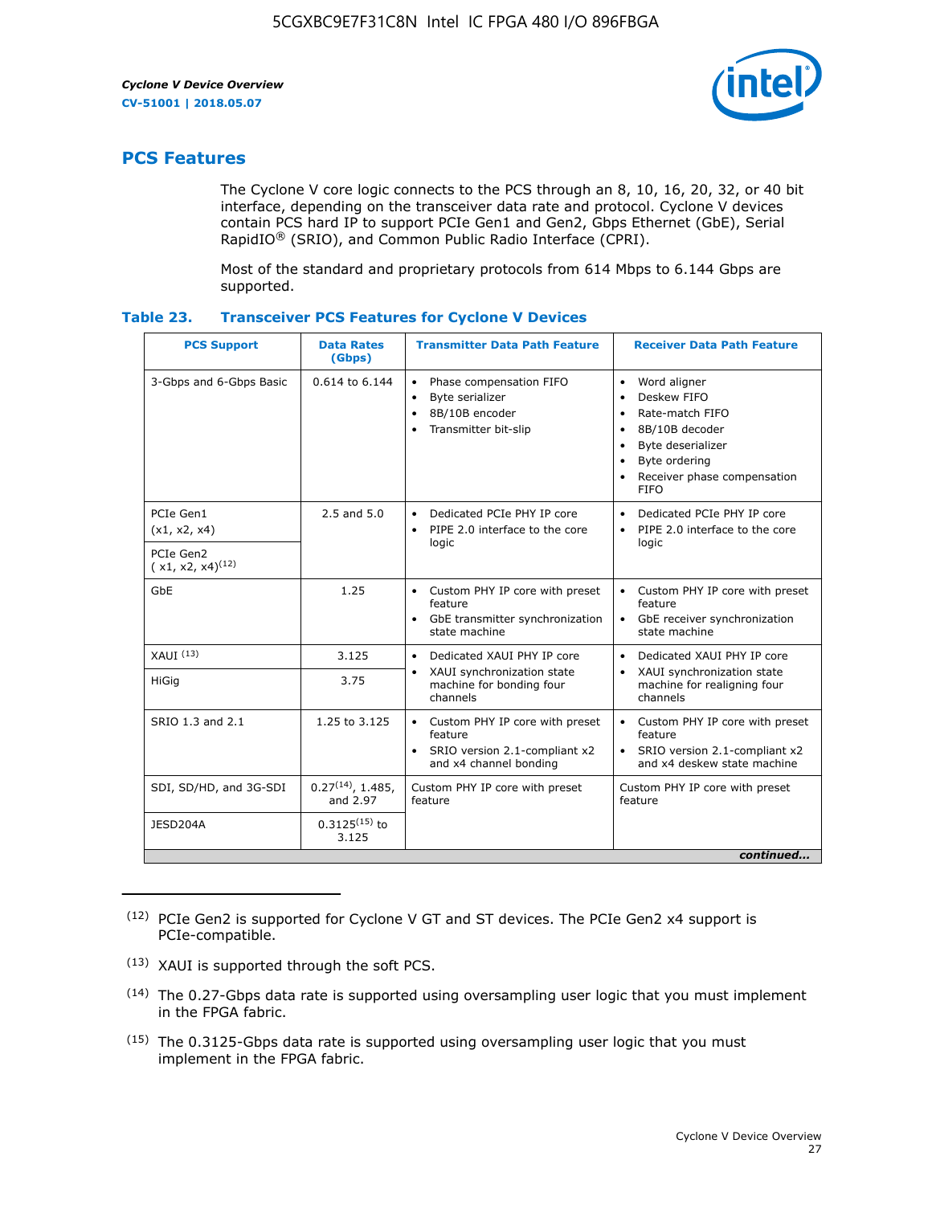## PCS Features

The Cyclone V core logic connects to the PCS through an 8, 10, 16, 20, 32, or 40 bit interface, depending on the transceiver data rate and protocol. Cyclone V devices contain PCS hard IP to support PCIe Gen1 and Gen2, Gbps Ethernet (GbE), Serial RapidIO® (SRIO), and Common Public Radio Interface (CPRI).

Most of the standard and proprietary protocols from 614 Mbps to 6.144 Gbps are supported.

**Table 23. Transceiver PCS Features for Cyclone V Devices**

| PCS Support | Data Rates (Gbps) | Transmitter Data Path Feature | Receiver Data Path Feature |
|---|---|---|---|
| 3-Gbps and 6-Gbps Basic | 0.614 to 6.144 | • Phase compensation FIFO<br>• Byte serializer<br>• 8B/10B encoder<br>• Transmitter bit-slip | • Word aligner<br>• Deskew FIFO<br>• Rate-match FIFO<br>• 8B/10B decoder<br>• Byte deserializer<br>• Byte ordering<br>• Receiver phase compensation FIFO |
| PCIe Gen1 (x1, x2, x4) | 2.5 and 5.0 | • Dedicated PCIe PHY IP core<br>• PIPE 2.0 interface to the core logic | • Dedicated PCIe PHY IP core<br>• PIPE 2.0 interface to the core logic |
| PCIe Gen2 ( x1, x2, x4)(12) | | | |
| GbE | 1.25 | • Custom PHY IP core with preset feature<br>• GbE transmitter synchronization state machine | • Custom PHY IP core with preset feature<br>• GbE receiver synchronization state machine |
| XAUI (13) | 3.125 | • Dedicated XAUI PHY IP core<br>• XAUI synchronization state machine for bonding four channels | • Dedicated XAUI PHY IP core<br>• XAUI synchronization state machine for realigning four channels |
| HiGig | 3.75 | | |
| SRIO 1.3 and 2.1 | 1.25 to 3.125 | • Custom PHY IP core with preset feature<br>• SRIO version 2.1-compliant x2 and x4 channel bonding | • Custom PHY IP core with preset feature<br>• SRIO version 2.1-compliant x2 and x4 deskew state machine |
| SDI, SD/HD, and 3G-SDI | 0.27(14), 1.485, and 2.97 | Custom PHY IP core with preset feature | Custom PHY IP core with preset feature |
| JESD204A | 0.3125(15) to 3.125 | | |

*continued...*

(12) PCIe Gen2 is supported for Cyclone V GT and ST devices. The PCIe Gen2 x4 support is PCIe-compatible.

(13) XAUI is supported through the soft PCS.

(14) The 0.27-Gbps data rate is supported using oversampling user logic that you must implement in the FPGA fabric.

(15) The 0.3125-Gbps data rate is supported using oversampling user logic that you must implement in the FPGA fabric.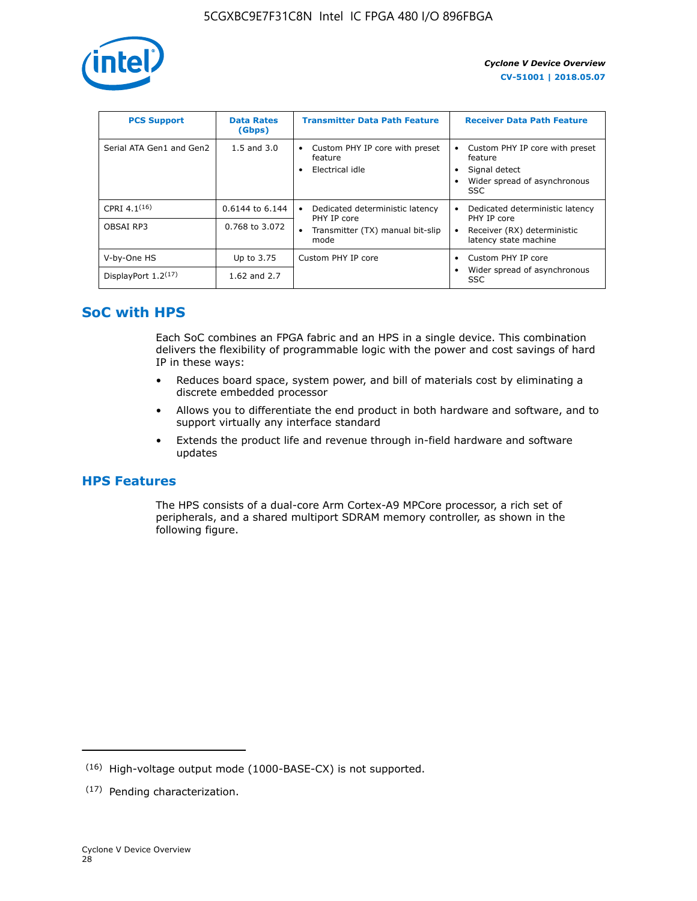| PCS Support | Data Rates (Gbps) | Transmitter Data Path Feature | Receiver Data Path Feature |
|---|---|---|---|
| Serial ATA Gen1 and Gen2 | 1.5 and 3.0 | • Custom PHY IP core with preset feature<br>• Electrical idle | • Custom PHY IP core with preset feature<br>• Signal detect<br>• Wider spread of asynchronous SSC |
| CPRI 4.1[16] | 0.6144 to 6.144 | • Dedicated deterministic latency PHY IP core<br>• Transmitter (TX) manual bit-slip mode | • Dedicated deterministic latency PHY IP core<br>• Receiver (RX) deterministic latency state machine |
| OBSAI RP3 | 0.768 to 3.072 | | |
| V-by-One HS | Up to 3.75 | Custom PHY IP core | • Custom PHY IP core<br>• Wider spread of asynchronous SSC |
| DisplayPort 1.2[17] | 1.62 and 2.7 | | |

## SoC with HPS

Each SoC combines an FPGA fabric and an HPS in a single device. This combination delivers the flexibility of programmable logic with the power and cost savings of hard IP in these ways:

- Reduces board space, system power, and bill of materials cost by eliminating a discrete embedded processor
- Allows you to differentiate the end product in both hardware and software, and to support virtually any interface standard
- Extends the product life and revenue through in-field hardware and software updates

## HPS Features

The HPS consists of a dual-core Arm Cortex-A9 MPCore processor, a rich set of peripherals, and a shared multiport SDRAM memory controller, as shown in the following figure.

(16) High-voltage output mode (1000-BASE-CX) is not supported.

(17) Pending characterization.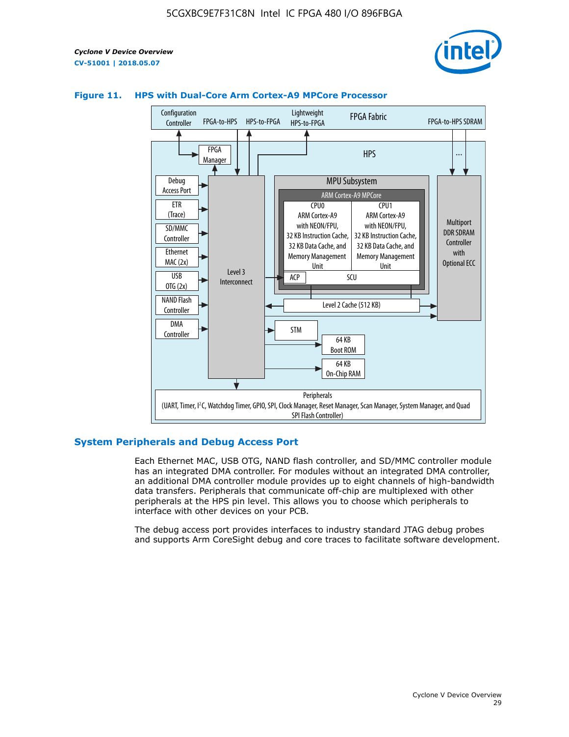**Figure 11. HPS with Dual-Core Arm Cortex-A9 MPCore Processor**

## System Peripherals and Debug Access Port

Each Ethernet MAC, USB OTG, NAND flash controller, and SD/MMC controller module has an integrated DMA controller. For modules without an integrated DMA controller, an additional DMA controller module provides up to eight channels of high-bandwidth data transfers. Peripherals that communicate off-chip are multiplexed with other peripherals at the HPS pin level. This allows you to choose which peripherals to interface with other devices on your PCB.

The debug access port provides interfaces to industry standard JTAG debug probes and supports Arm CoreSight debug and core traces to facilitate software development.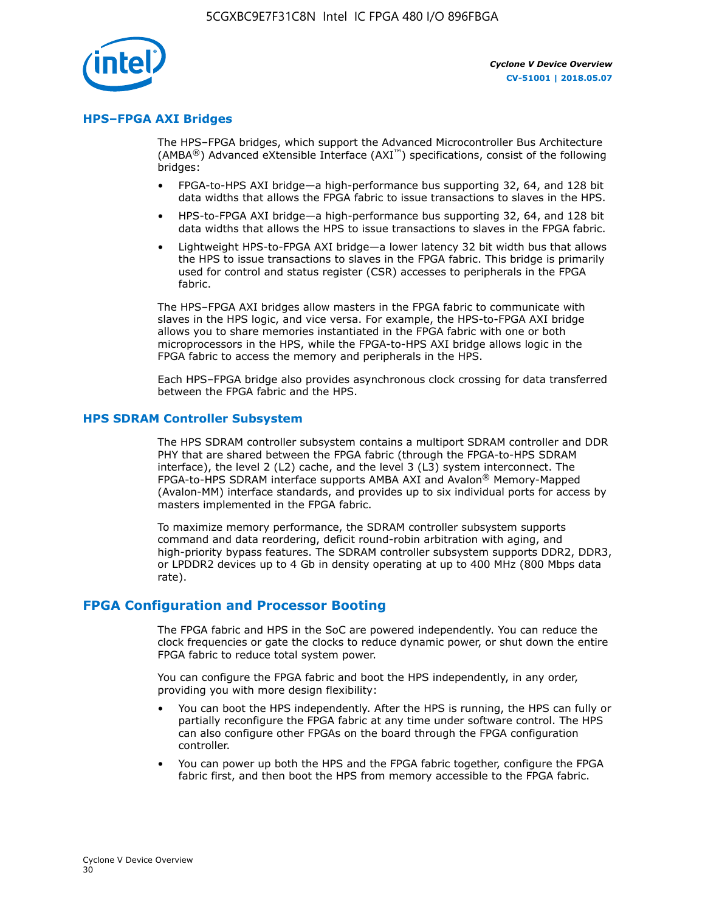## HPS–FPGA AXI Bridges

The HPS–FPGA bridges, which support the Advanced Microcontroller Bus Architecture (AMBA®) Advanced eXtensible Interface (AXI™) specifications, consist of the following bridges:

- FPGA-to-HPS AXI bridge—a high-performance bus supporting 32, 64, and 128 bit data widths that allows the FPGA fabric to issue transactions to slaves in the HPS.
- HPS-to-FPGA AXI bridge—a high-performance bus supporting 32, 64, and 128 bit data widths that allows the HPS to issue transactions to slaves in the FPGA fabric.
- Lightweight HPS-to-FPGA AXI bridge—a lower latency 32 bit width bus that allows the HPS to issue transactions to slaves in the FPGA fabric. This bridge is primarily used for control and status register (CSR) accesses to peripherals in the FPGA fabric.

The HPS–FPGA AXI bridges allow masters in the FPGA fabric to communicate with slaves in the HPS logic, and vice versa. For example, the HPS-to-FPGA AXI bridge allows you to share memories instantiated in the FPGA fabric with one or both microprocessors in the HPS, while the FPGA-to-HPS AXI bridge allows logic in the FPGA fabric to access the memory and peripherals in the HPS.

Each HPS–FPGA bridge also provides asynchronous clock crossing for data transferred between the FPGA fabric and the HPS.

## HPS SDRAM Controller Subsystem

The HPS SDRAM controller subsystem contains a multiport SDRAM controller and DDR PHY that are shared between the FPGA fabric (through the FPGA-to-HPS SDRAM interface), the level 2 (L2) cache, and the level 3 (L3) system interconnect. The FPGA-to-HPS SDRAM interface supports AMBA AXI and Avalon® Memory-Mapped (Avalon-MM) interface standards, and provides up to six individual ports for access by masters implemented in the FPGA fabric.

To maximize memory performance, the SDRAM controller subsystem supports command and data reordering, deficit round-robin arbitration with aging, and high-priority bypass features. The SDRAM controller subsystem supports DDR2, DDR3, or LPDDR2 devices up to 4 Gb in density operating at up to 400 MHz (800 Mbps data rate).

# FPGA Configuration and Processor Booting

The FPGA fabric and HPS in the SoC are powered independently. You can reduce the clock frequencies or gate the clocks to reduce dynamic power, or shut down the entire FPGA fabric to reduce total system power.

You can configure the FPGA fabric and boot the HPS independently, in any order, providing you with more design flexibility:

- You can boot the HPS independently. After the HPS is running, the HPS can fully or partially reconfigure the FPGA fabric at any time under software control. The HPS can also configure other FPGAs on the board through the FPGA configuration controller.
- You can power up both the HPS and the FPGA fabric together, configure the FPGA fabric first, and then boot the HPS from memory accessible to the FPGA fabric.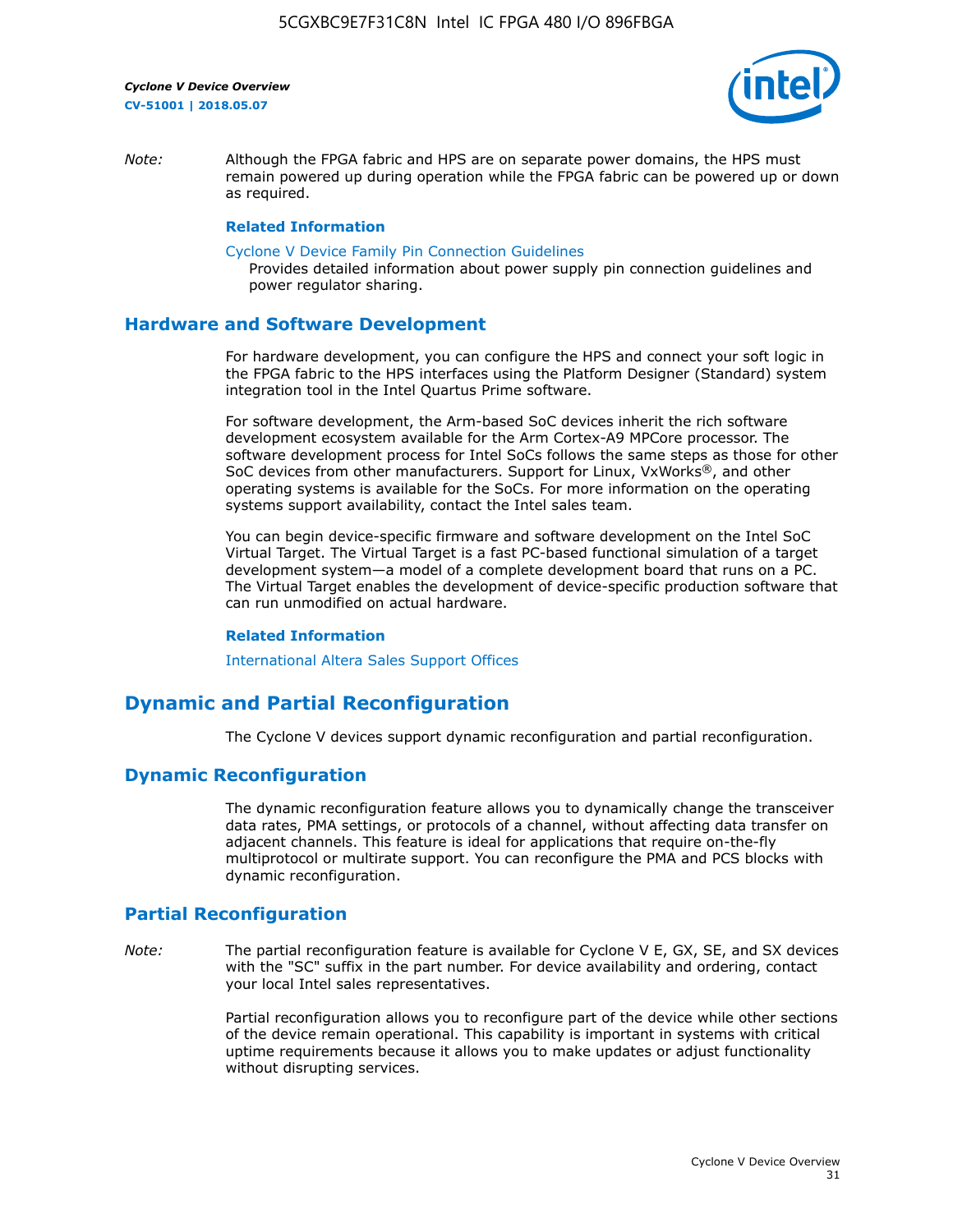*Note:* Although the FPGA fabric and HPS are on separate power domains, the HPS must remain powered up during operation while the FPGA fabric can be powered up or down as required.

**Related Information**

Cyclone V Device Family Pin Connection Guidelines
Provides detailed information about power supply pin connection guidelines and power regulator sharing.

## Hardware and Software Development

For hardware development, you can configure the HPS and connect your soft logic in the FPGA fabric to the HPS interfaces using the Platform Designer (Standard) system integration tool in the Intel Quartus Prime software.

For software development, the Arm-based SoC devices inherit the rich software development ecosystem available for the Arm Cortex-A9 MPCore processor. The software development process for Intel SoCs follows the same steps as those for other SoC devices from other manufacturers. Support for Linux, VxWorks®, and other operating systems is available for the SoCs. For more information on the operating systems support availability, contact the Intel sales team.

You can begin device-specific firmware and software development on the Intel SoC Virtual Target. The Virtual Target is a fast PC-based functional simulation of a target development system—a model of a complete development board that runs on a PC. The Virtual Target enables the development of device-specific production software that can run unmodified on actual hardware.

**Related Information**

International Altera Sales Support Offices

# Dynamic and Partial Reconfiguration

The Cyclone V devices support dynamic reconfiguration and partial reconfiguration.

## Dynamic Reconfiguration

The dynamic reconfiguration feature allows you to dynamically change the transceiver data rates, PMA settings, or protocols of a channel, without affecting data transfer on adjacent channels. This feature is ideal for applications that require on-the-fly multiprotocol or multirate support. You can reconfigure the PMA and PCS blocks with dynamic reconfiguration.

## Partial Reconfiguration

*Note:* The partial reconfiguration feature is available for Cyclone V E, GX, SE, and SX devices with the "SC" suffix in the part number. For device availability and ordering, contact your local Intel sales representatives.

Partial reconfiguration allows you to reconfigure part of the device while other sections of the device remain operational. This capability is important in systems with critical uptime requirements because it allows you to make updates or adjust functionality without disrupting services.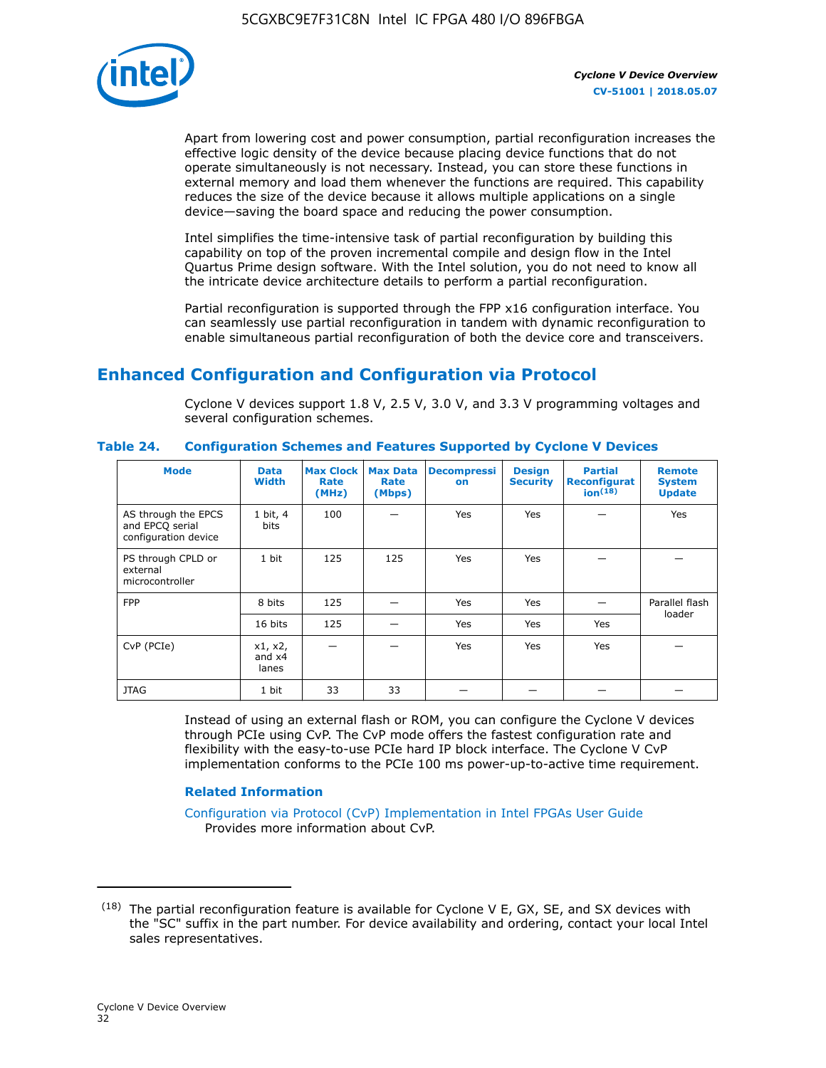Apart from lowering cost and power consumption, partial reconfiguration increases the effective logic density of the device because placing device functions that do not operate simultaneously is not necessary. Instead, you can store these functions in external memory and load them whenever the functions are required. This capability reduces the size of the device because it allows multiple applications on a single device—saving the board space and reducing the power consumption.

Intel simplifies the time-intensive task of partial reconfiguration by building this capability on top of the proven incremental compile and design flow in the Intel Quartus Prime design software. With the Intel solution, you do not need to know all the intricate device architecture details to perform a partial reconfiguration.

Partial reconfiguration is supported through the FPP x16 configuration interface. You can seamlessly use partial reconfiguration in tandem with dynamic reconfiguration to enable simultaneous partial reconfiguration of both the device core and transceivers.

## Enhanced Configuration and Configuration via Protocol

Cyclone V devices support 1.8 V, 2.5 V, 3.0 V, and 3.3 V programming voltages and several configuration schemes.

**Table 24. Configuration Schemes and Features Supported by Cyclone V Devices**

| Mode | Data Width | Max Clock Rate (MHz) | Max Data Rate (Mbps) | Decompression | Design Security | Partial Reconfiguration[18] | Remote System Update |
|---|---|---|---|---|---|---|---|
| AS through the EPCS and EPCQ serial configuration device | 1 bit, 4 bits | 100 | — | Yes | Yes | — | Yes |
| PS through CPLD or external microcontroller | 1 bit | 125 | 125 | Yes | Yes | — | — |
| FPP | 8 bits | 125 | — | Yes | Yes | — | Parallel flash loader |
| | 16 bits | 125 | — | Yes | Yes | Yes | |
| CvP (PCIe) | x1, x2, and x4 lanes | — | — | Yes | Yes | Yes | — |
| JTAG | 1 bit | 33 | 33 | — | — | — | — |

Instead of using an external flash or ROM, you can configure the Cyclone V devices through PCIe using CvP. The CvP mode offers the fastest configuration rate and flexibility with the easy-to-use PCIe hard IP block interface. The Cyclone V CvP implementation conforms to the PCIe 100 ms power-up-to-active time requirement.

### Related Information

Configuration via Protocol (CvP) Implementation in Intel FPGAs User Guide
Provides more information about CvP.

---

[18] The partial reconfiguration feature is available for Cyclone V E, GX, SE, and SX devices with the "SC" suffix in the part number. For device availability and ordering, contact your local Intel sales representatives.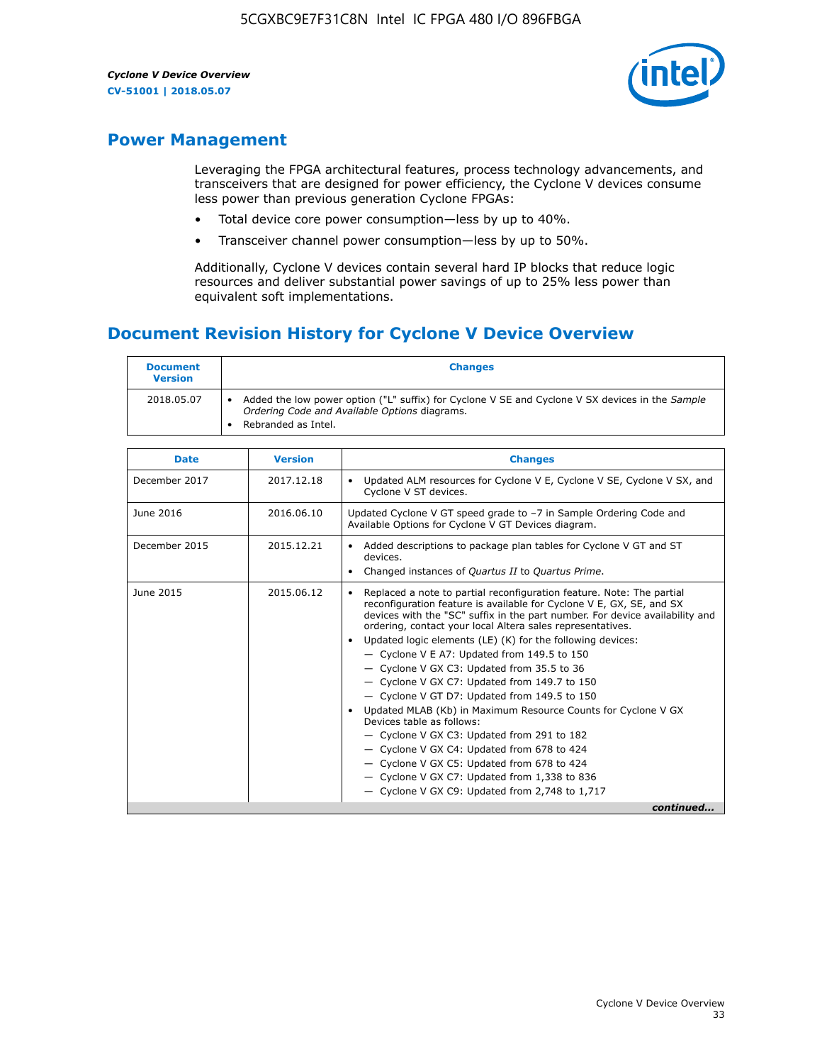## Power Management

Leveraging the FPGA architectural features, process technology advancements, and transceivers that are designed for power efficiency, the Cyclone V devices consume less power than previous generation Cyclone FPGAs:

- Total device core power consumption—less by up to 40%.
- Transceiver channel power consumption—less by up to 50%.

Additionally, Cyclone V devices contain several hard IP blocks that reduce logic resources and deliver substantial power savings of up to 25% less power than equivalent soft implementations.

## Document Revision History for Cyclone V Device Overview

| Document Version | Changes |
| --- | --- |
| 2018.05.07 | • Added the low power option ("L" suffix) for Cyclone V SE and Cyclone V SX devices in the *Sample Ordering Code and Available Options* diagrams.<br>• Rebranded as Intel. |

| Date | Version | Changes |
| --- | --- | --- |
| December 2017 | 2017.12.18 | • Updated ALM resources for Cyclone V E, Cyclone V SE, Cyclone V SX, and Cyclone V ST devices. |
| June 2016 | 2016.06.10 | Updated Cyclone V GT speed grade to –7 in Sample Ordering Code and Available Options for Cyclone V GT Devices diagram. |
| December 2015 | 2015.12.21 | • Added descriptions to package plan tables for Cyclone V GT and ST devices.<br>• Changed instances of *Quartus II* to *Quartus Prime*. |
| June 2015 | 2015.06.12 | • Replaced a note to partial reconfiguration feature. Note: The partial reconfiguration feature is available for Cyclone V E, GX, SE, and SX devices with the "SC" suffix in the part number. For device availability and ordering, contact your local Altera sales representatives.<br>• Updated logic elements (LE) (K) for the following devices:<br>— Cyclone V E A7: Updated from 149.5 to 150<br>— Cyclone V GX C3: Updated from 35.5 to 36<br>— Cyclone V GX C7: Updated from 149.7 to 150<br>— Cyclone V GT D7: Updated from 149.5 to 150<br>• Updated MLAB (Kb) in Maximum Resource Counts for Cyclone V GX Devices table as follows:<br>— Cyclone V GX C3: Updated from 291 to 182<br>— Cyclone V GX C4: Updated from 678 to 424<br>— Cyclone V GX C5: Updated from 678 to 424<br>— Cyclone V GX C7: Updated from 1,338 to 836<br>— Cyclone V GX C9: Updated from 2,748 to 1,717 |

*continued...*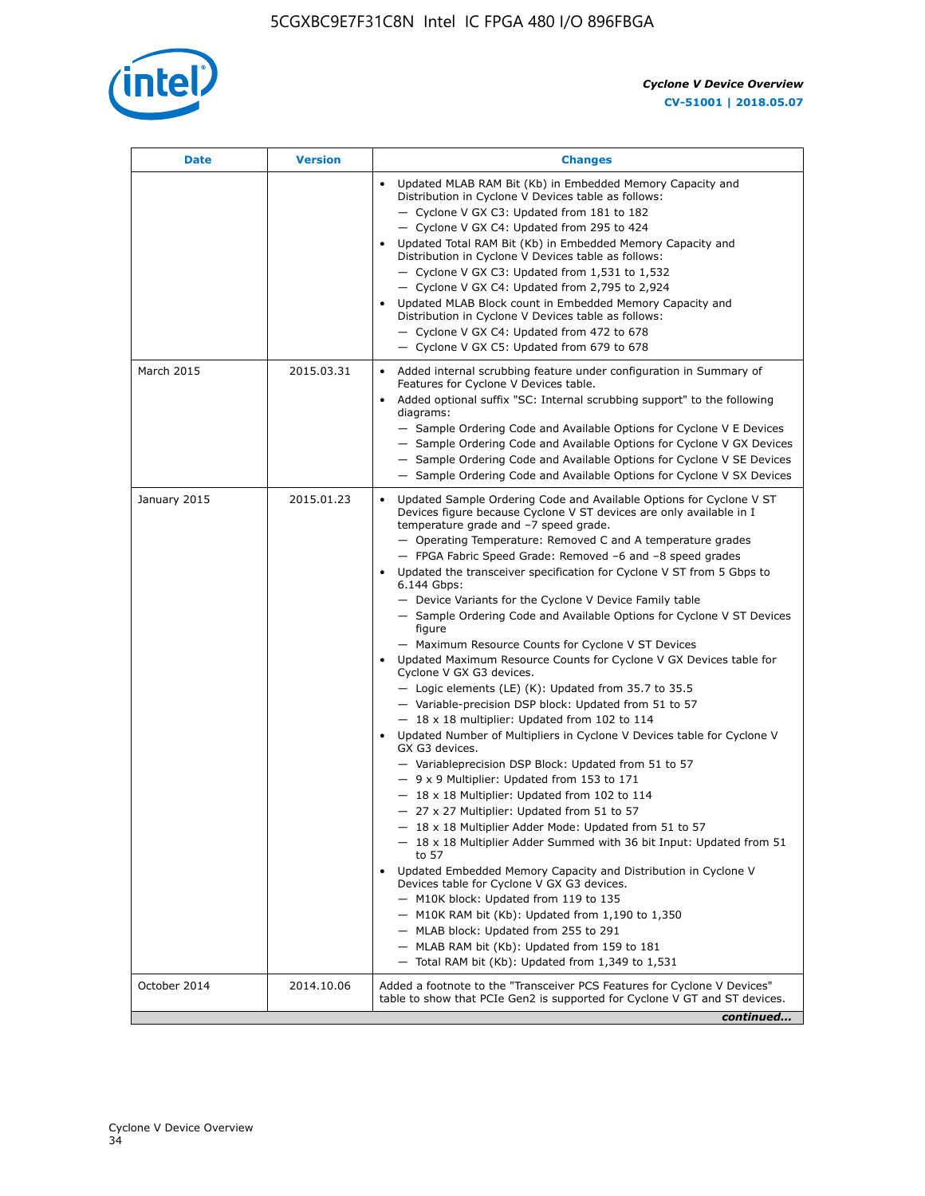| Date | Version | Changes |
| --- | --- | --- |
| | | • Updated MLAB RAM Bit (Kb) in Embedded Memory Capacity and Distribution in Cyclone V Devices table as follows:<br>— Cyclone V GX C3: Updated from 181 to 182<br>— Cyclone V GX C4: Updated from 295 to 424<br>• Updated Total RAM Bit (Kb) in Embedded Memory Capacity and Distribution in Cyclone V Devices table as follows:<br>— Cyclone V GX C3: Updated from 1,531 to 1,532<br>— Cyclone V GX C4: Updated from 2,795 to 2,924<br>• Updated MLAB Block count in Embedded Memory Capacity and Distribution in Cyclone V Devices table as follows:<br>— Cyclone V GX C4: Updated from 472 to 678<br>— Cyclone V GX C5: Updated from 679 to 678 |
| March 2015 | 2015.03.31 | • Added internal scrubbing feature under configuration in Summary of Features for Cyclone V Devices table.<br>• Added optional suffix "SC: Internal scrubbing support" to the following diagrams:<br>— Sample Ordering Code and Available Options for Cyclone V E Devices<br>— Sample Ordering Code and Available Options for Cyclone V GX Devices<br>— Sample Ordering Code and Available Options for Cyclone V SE Devices<br>— Sample Ordering Code and Available Options for Cyclone V SX Devices |
| January 2015 | 2015.01.23 | • Updated Sample Ordering Code and Available Options for Cyclone V ST Devices figure because Cyclone V ST devices are only available in I temperature grade and −7 speed grade.<br>— Operating Temperature: Removed C and A temperature grades<br>— FPGA Fabric Speed Grade: Removed −6 and −8 speed grades<br>• Updated the transceiver specification for Cyclone V ST from 5 Gbps to 6.144 Gbps:<br>— Device Variants for the Cyclone V Device Family table<br>— Sample Ordering Code and Available Options for Cyclone V ST Devices figure<br>— Maximum Resource Counts for Cyclone V ST Devices<br>• Updated Maximum Resource Counts for Cyclone V GX Devices table for Cyclone V GX G3 devices.<br>— Logic elements (LE) (K): Updated from 35.7 to 35.5<br>— Variable-precision DSP block: Updated from 51 to 57<br>— 18 x 18 multiplier: Updated from 102 to 114<br>• Updated Number of Multipliers in Cyclone V Devices table for Cyclone V GX G3 devices.<br>— Variableprecision DSP Block: Updated from 51 to 57<br>— 9 x 9 Multiplier: Updated from 153 to 171<br>— 18 x 18 Multiplier: Updated from 102 to 114<br>— 27 x 27 Multiplier: Updated from 51 to 57<br>— 18 x 18 Multiplier Adder Mode: Updated from 51 to 57<br>— 18 x 18 Multiplier Adder Summed with 36 bit Input: Updated from 51 to 57<br>• Updated Embedded Memory Capacity and Distribution in Cyclone V Devices table for Cyclone V GX G3 devices.<br>— M10K block: Updated from 119 to 135<br>— M10K RAM bit (Kb): Updated from 1,190 to 1,350<br>— MLAB block: Updated from 255 to 291<br>— MLAB RAM bit (Kb): Updated from 159 to 181<br>— Total RAM bit (Kb): Updated from 1,349 to 1,531 |
| October 2014 | 2014.10.06 | Added a footnote to the "Transceiver PCS Features for Cyclone V Devices" table to show that PCIe Gen2 is supported for Cyclone V GT and ST devices. |

*continued...*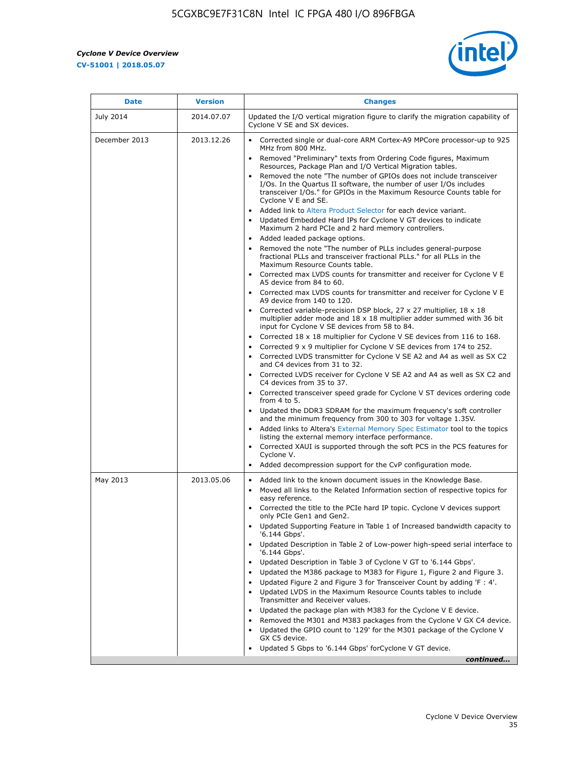| Date | Version | Changes |
| --- | --- | --- |
| July 2014 | 2014.07.07 | Updated the I/O vertical migration figure to clarify the migration capability of Cyclone V SE and SX devices. |
| December 2013 | 2013.12.26 | • Corrected single or dual-core ARM Cortex-A9 MPCore processor-up to 925 MHz from 800 MHz.<br>• Removed "Preliminary" texts from Ordering Code figures, Maximum Resources, Package Plan and I/O Vertical Migration tables.<br>• Removed the note "The number of GPIOs does not include transceiver I/Os. In the Quartus II software, the number of user I/Os includes transceiver I/Os." for GPIOs in the Maximum Resource Counts table for Cyclone V E and SE.<br>• Added link to Altera Product Selector for each device variant.<br>• Updated Embedded Hard IPs for Cyclone V GT devices to indicate Maximum 2 hard PCIe and 2 hard memory controllers.<br>• Added leaded package options.<br>• Removed the note "The number of PLLs includes general-purpose fractional PLLs and transceiver fractional PLLs." for all PLLs in the Maximum Resource Counts table.<br>• Corrected max LVDS counts for transmitter and receiver for Cyclone V E A5 device from 84 to 60.<br>• Corrected max LVDS counts for transmitter and receiver for Cyclone V E A9 device from 140 to 120.<br>• Corrected variable-precision DSP block, 27 x 27 multiplier, 18 x 18 multiplier adder mode and 18 x 18 multiplier adder summed with 36 bit input for Cyclone V SE devices from 58 to 84.<br>• Corrected 18 x 18 multiplier for Cyclone V SE devices from 116 to 168.<br>• Corrected 9 x 9 multiplier for Cyclone V SE devices from 174 to 252.<br>• Corrected LVDS transmitter for Cyclone V SE A2 and A4 as well as SX C2 and C4 devices from 31 to 32.<br>• Corrected LVDS receiver for Cyclone V SE A2 and A4 as well as SX C2 and C4 devices from 35 to 37.<br>• Corrected transceiver speed grade for Cyclone V ST devices ordering code from 4 to 5.<br>• Updated the DDR3 SDRAM for the maximum frequency's soft controller and the minimum frequency from 300 to 303 for voltage 1.35V.<br>• Added links to Altera's External Memory Spec Estimator tool to the topics listing the external memory interface performance.<br>• Corrected XAUI is supported through the soft PCS in the PCS features for Cyclone V.<br>• Added decompression support for the CvP configuration mode. |
| May 2013 | 2013.05.06 | • Added link to the known document issues in the Knowledge Base.<br>• Moved all links to the Related Information section of respective topics for easy reference.<br>• Corrected the title to the PCIe hard IP topic. Cyclone V devices support only PCIe Gen1 and Gen2.<br>• Updated Supporting Feature in Table 1 of Increased bandwidth capacity to '6.144 Gbps'.<br>• Updated Description in Table 2 of Low-power high-speed serial interface to '6.144 Gbps'.<br>• Updated Description in Table 3 of Cyclone V GT to '6.144 Gbps'.<br>• Updated the M386 package to M383 for Figure 1, Figure 2 and Figure 3.<br>• Updated Figure 2 and Figure 3 for Transceiver Count by adding 'F : 4'.<br>• Updated LVDS in the Maximum Resource Counts tables to include Transmitter and Receiver values.<br>• Updated the package plan with M383 for the Cyclone V E device.<br>• Removed the M301 and M383 packages from the Cyclone V GX C4 device.<br>• Updated the GPIO count to '129' for the M301 package of the Cyclone V GX C5 device.<br>• Updated 5 Gbps to '6.144 Gbps' forCyclone V GT device. |

*continued...*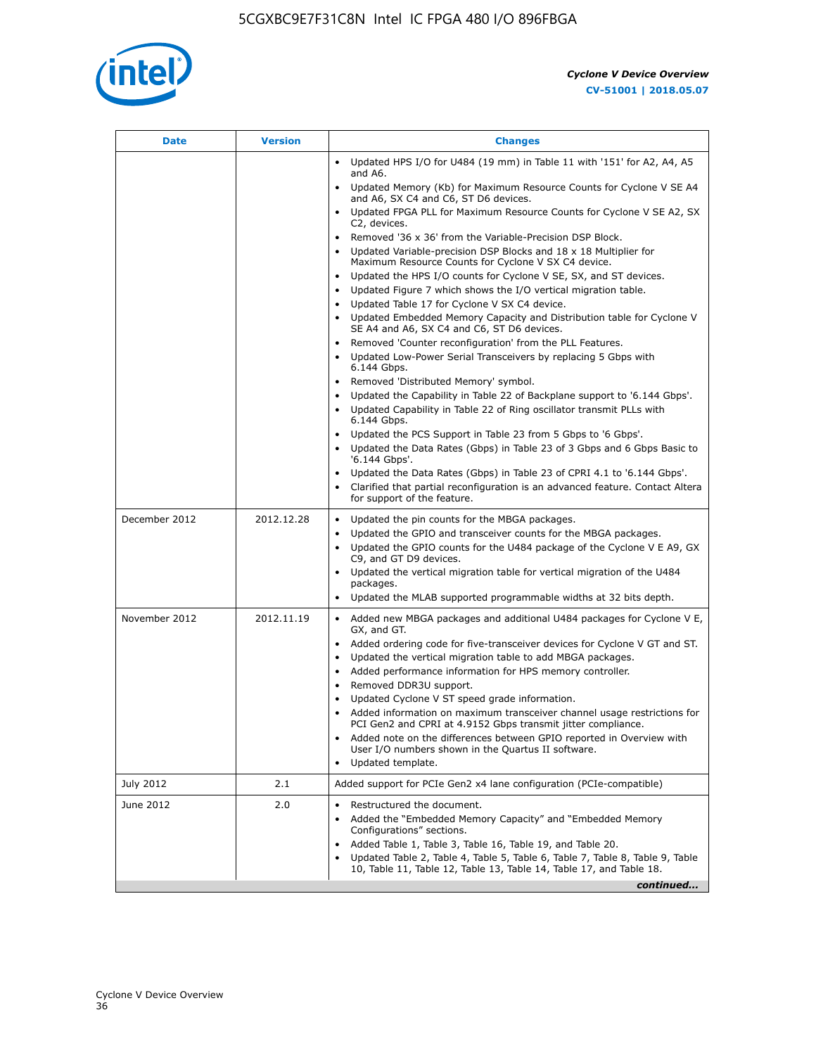| Date | Version | Changes |
| --- | --- | --- |
| | | • Updated HPS I/O for U484 (19 mm) in Table 11 with '151' for A2, A4, A5 and A6.<br>• Updated Memory (Kb) for Maximum Resource Counts for Cyclone V SE A4 and A6, SX C4 and C6, ST D6 devices.<br>• Updated FPGA PLL for Maximum Resource Counts for Cyclone V SE A2, SX C2, devices.<br>• Removed '36 x 36' from the Variable-Precision DSP Block.<br>• Updated Variable-precision DSP Blocks and 18 x 18 Multiplier for Maximum Resource Counts for Cyclone V SX C4 device.<br>• Updated the HPS I/O counts for Cyclone V SE, SX, and ST devices.<br>• Updated Figure 7 which shows the I/O vertical migration table.<br>• Updated Table 17 for Cyclone V SX C4 device.<br>• Updated Embedded Memory Capacity and Distribution table for Cyclone V SE A4 and A6, SX C4 and C6, ST D6 devices.<br>• Removed 'Counter reconfiguration' from the PLL Features.<br>• Updated Low-Power Serial Transceivers by replacing 5 Gbps with 6.144 Gbps.<br>• Removed 'Distributed Memory' symbol.<br>• Updated the Capability in Table 22 of Backplane support to '6.144 Gbps'.<br>• Updated Capability in Table 22 of Ring oscillator transmit PLLs with 6.144 Gbps.<br>• Updated the PCS Support in Table 23 from 5 Gbps to '6 Gbps'.<br>• Updated the Data Rates (Gbps) in Table 23 of 3 Gbps and 6 Gbps Basic to '6.144 Gbps'.<br>• Updated the Data Rates (Gbps) in Table 23 of CPRI 4.1 to '6.144 Gbps'.<br>• Clarified that partial reconfiguration is an advanced feature. Contact Altera for support of the feature. |
| December 2012 | 2012.12.28 | • Updated the pin counts for the MBGA packages.<br>• Updated the GPIO and transceiver counts for the MBGA packages.<br>• Updated the GPIO counts for the U484 package of the Cyclone V E A9, GX C9, and GT D9 devices.<br>• Updated the vertical migration table for vertical migration of the U484 packages.<br>• Updated the MLAB supported programmable widths at 32 bits depth. |
| November 2012 | 2012.11.19 | • Added new MBGA packages and additional U484 packages for Cyclone V E, GX, and GT.<br>• Added ordering code for five-transceiver devices for Cyclone V GT and ST.<br>• Updated the vertical migration table to add MBGA packages.<br>• Added performance information for HPS memory controller.<br>• Removed DDR3U support.<br>• Updated Cyclone V ST speed grade information.<br>• Added information on maximum transceiver channel usage restrictions for PCI Gen2 and CPRI at 4.9152 Gbps transmit jitter compliance.<br>• Added note on the differences between GPIO reported in Overview with User I/O numbers shown in the Quartus II software.<br>• Updated template. |
| July 2012 | 2.1 | Added support for PCIe Gen2 x4 lane configuration (PCIe-compatible) |
| June 2012 | 2.0 | • Restructured the document.<br>• Added the "Embedded Memory Capacity" and "Embedded Memory Configurations" sections.<br>• Added Table 1, Table 3, Table 16, Table 19, and Table 20.<br>• Updated Table 2, Table 4, Table 5, Table 6, Table 7, Table 8, Table 9, Table 10, Table 11, Table 12, Table 13, Table 14, Table 17, and Table 18. |

*continued...*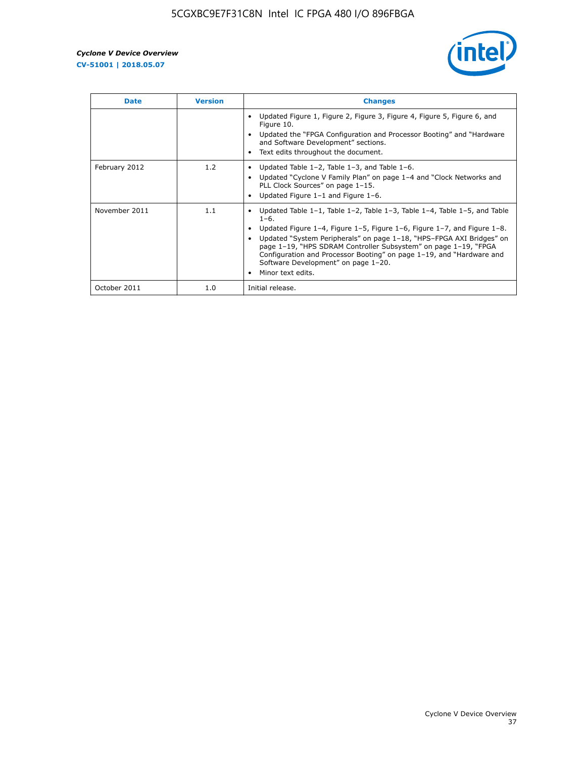| Date | Version | Changes |
| --- | --- | --- |
| | | • Updated Figure 1, Figure 2, Figure 3, Figure 4, Figure 5, Figure 6, and Figure 10.<br>• Updated the "FPGA Configuration and Processor Booting" and "Hardware and Software Development" sections.<br>• Text edits throughout the document. |
| February 2012 | 1.2 | • Updated Table 1–2, Table 1–3, and Table 1–6.<br>• Updated "Cyclone V Family Plan" on page 1–4 and "Clock Networks and PLL Clock Sources" on page 1–15.<br>• Updated Figure 1–1 and Figure 1–6. |
| November 2011 | 1.1 | • Updated Table 1–1, Table 1–2, Table 1–3, Table 1–4, Table 1–5, and Table 1–6.<br>• Updated Figure 1–4, Figure 1–5, Figure 1–6, Figure 1–7, and Figure 1–8.<br>• Updated "System Peripherals" on page 1–18, "HPS–FPGA AXI Bridges" on page 1–19, "HPS SDRAM Controller Subsystem" on page 1–19, "FPGA Configuration and Processor Booting" on page 1–19, and "Hardware and Software Development" on page 1–20.<br>• Minor text edits. |
| October 2011 | 1.0 | Initial release. |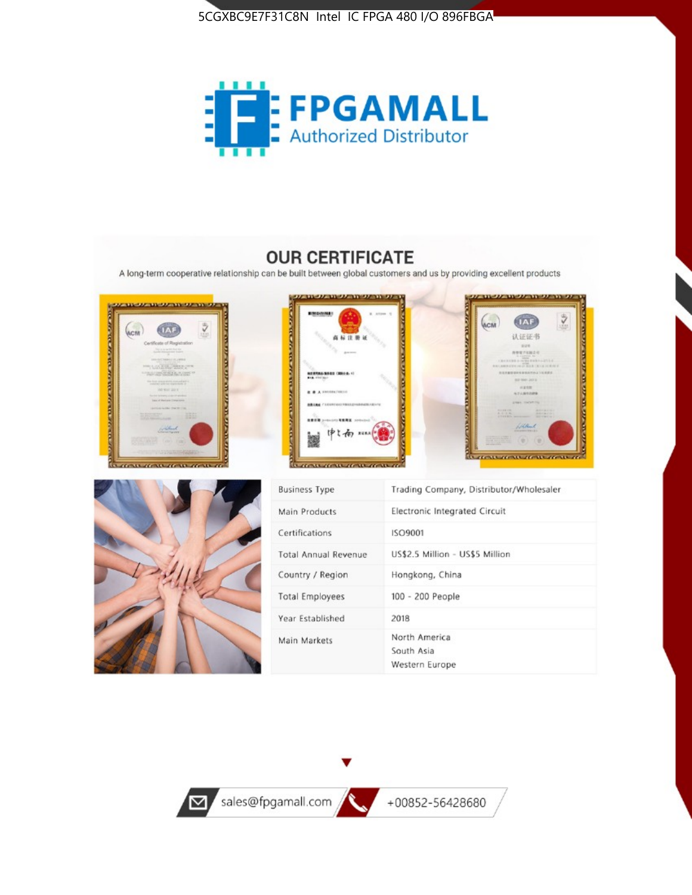FPGAMALL
Authorized Distributor

## OUR CERTIFICATE

A long-term cooperative relationship can be built between global customers and us by providing excellent products

| | |
|---|---|
| Business Type | Trading Company, Distributor/Wholesaler |
| Main Products | Electronic Integrated Circuit |
| Certifications | ISO9001 |
| Total Annual Revenue | US$2.5 Million - US$5 Million |
| Country / Region | Hongkong, China |
| Total Employees | 100 - 200 People |
| Year Established | 2018 |
| Main Markets | North America<br>South Asia<br>Western Europe |

sales@fpgamall.com

+00852-56428680